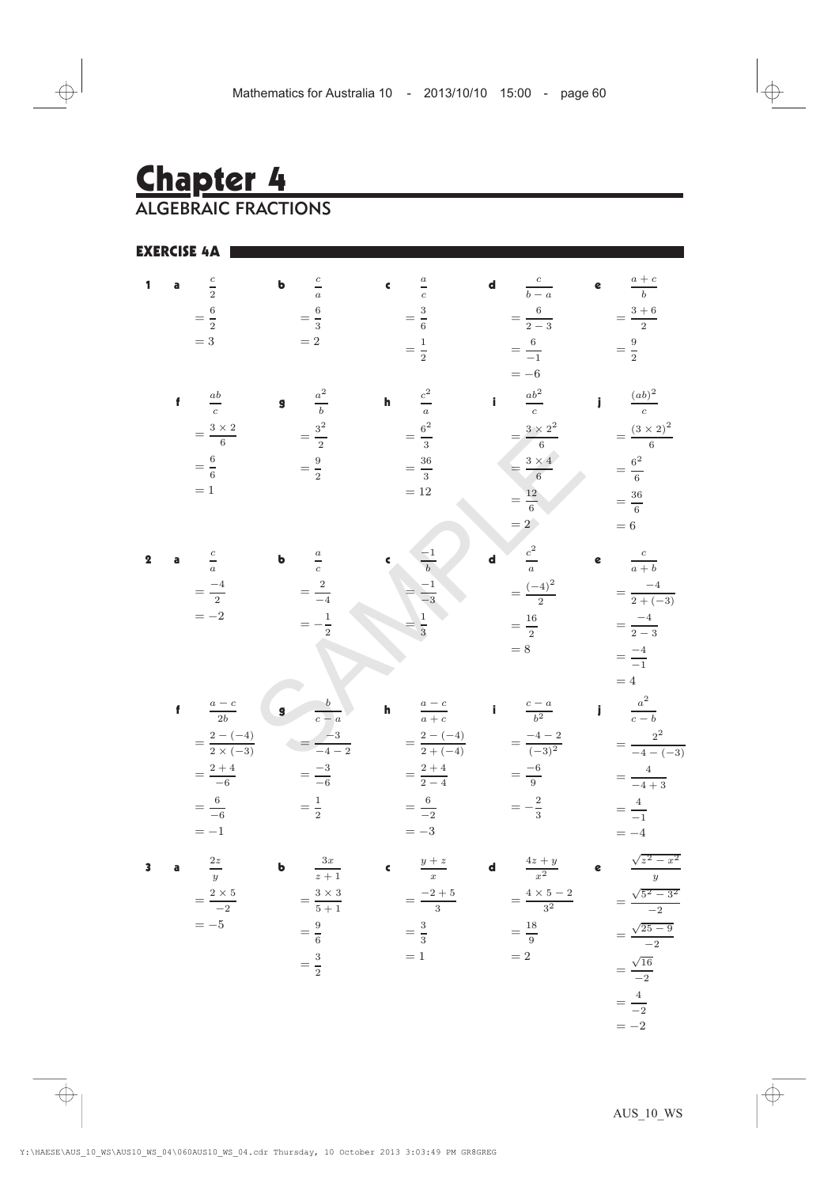# Chapter 4

## ALGEBRAIC FRACTIONS

### EXERCISE 4A

**1**

**a** $\dfrac{c}{2} = \dfrac{6}{2} = 3$

**b** $\dfrac{c}{a} = \dfrac{6}{3} = 2$

**c** $\dfrac{a}{c} = \dfrac{3}{6} = \dfrac{1}{2}$

**d** $\dfrac{c}{b-a} = \dfrac{6}{2-3} = \dfrac{6}{-1} = -6$

**e** $\dfrac{a+c}{b} = \dfrac{3+6}{2} = \dfrac{9}{2}$

**f** $\dfrac{ab}{c} = \dfrac{3\times 2}{6} = \dfrac{6}{6} = 1$

**g** $\dfrac{a^2}{b} = \dfrac{3^2}{2} = \dfrac{9}{2}$

**h** $\dfrac{c^2}{a} = \dfrac{6^2}{3} = \dfrac{36}{3} = 12$

**i** $\dfrac{ab^2}{c} = \dfrac{3\times 2^2}{6} = \dfrac{3\times 4}{6} = \dfrac{12}{6} = 2$

**j** $\dfrac{(ab)^2}{c} = \dfrac{(3\times 2)^2}{6} = \dfrac{6^2}{6} = \dfrac{36}{6} = 6$

**2**

**a** $\dfrac{c}{a} = \dfrac{-4}{2} = -2$

**b** $\dfrac{a}{c} = \dfrac{2}{-4} = -\dfrac{1}{2}$

**c** $\dfrac{-1}{b} = \dfrac{-1}{-3} = \dfrac{1}{3}$

**d** $\dfrac{c^2}{a} = \dfrac{(-4)^2}{2} = \dfrac{16}{2} = 8$

**e** $\dfrac{c}{a+b} = \dfrac{-4}{2+(-3)} = \dfrac{-4}{2-3} = \dfrac{-4}{-1} = 4$

**f** $\dfrac{a-c}{2b} = \dfrac{2-(-4)}{2\times(-3)} = \dfrac{2+4}{-6} = \dfrac{6}{-6} = -1$

**g** $\dfrac{b}{c-a} = \dfrac{-3}{-4-2} = \dfrac{-3}{-6} = \dfrac{1}{2}$

**h** $\dfrac{a-c}{a+c} = \dfrac{2-(-4)}{2+(-4)} = \dfrac{2+4}{2-4} = \dfrac{6}{-2} = -3$

**i** $\dfrac{c-a}{b^2} = \dfrac{-4-2}{(-3)^2} = \dfrac{-6}{9} = -\dfrac{2}{3}$

**j** $\dfrac{a^2}{c-b} = \dfrac{2^2}{-4-(-3)} = \dfrac{4}{-4+3} = \dfrac{4}{-1} = -4$

**3**

**a** $\dfrac{2z}{y} = \dfrac{2\times 5}{-2} = -5$

**b** $\dfrac{3x}{z+1} = \dfrac{3\times 3}{5+1} = \dfrac{9}{6} = \dfrac{3}{2}$

**c** $\dfrac{y+z}{x} = \dfrac{-2+5}{3} = \dfrac{3}{3} = 1$

**d** $\dfrac{4z+y}{x^2} = \dfrac{4\times 5-2}{3^2} = \dfrac{18}{9} = 2$

**e** $\dfrac{\sqrt{z^2-x^2}}{y} = \dfrac{\sqrt{5^2-3^2}}{-2} = \dfrac{\sqrt{25-9}}{-2} = \dfrac{\sqrt{16}}{-2} = \dfrac{4}{-2} = -2$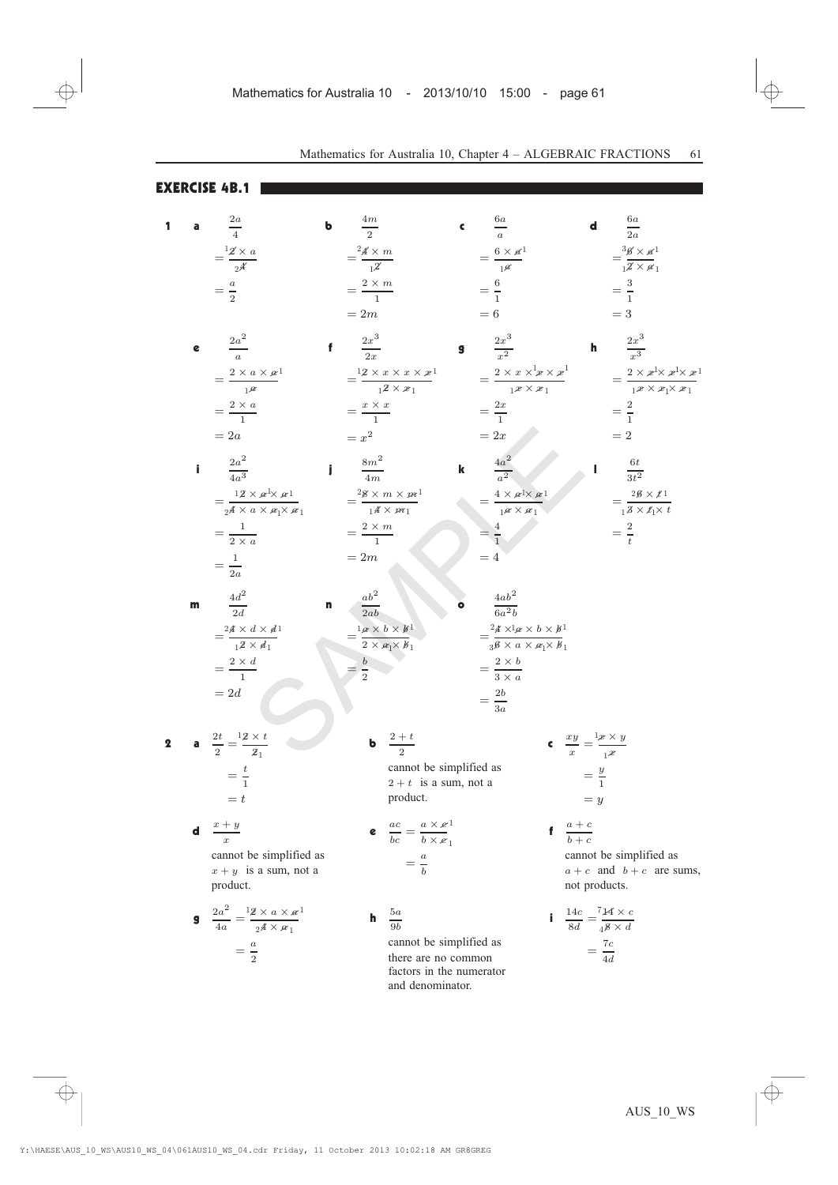## EXERCISE 4B.1

**1**

**a** $\dfrac{2a}{4}$
$= \dfrac{{}^1\cancel{2} \times a}{{}_2\cancel{4}}$
$= \dfrac{a}{2}$

**b** $\dfrac{4m}{2}$
$= \dfrac{{}^2\cancel{4} \times m}{{}_1\cancel{2}}$
$= \dfrac{2 \times m}{1}$
$= 2m$

**c** $\dfrac{6a}{a}$
$= \dfrac{6 \times \cancel{a}^1}{{}_1\cancel{a}}$
$= \dfrac{6}{1}$
$= 6$

**d** $\dfrac{6a}{2a}$
$= \dfrac{{}^3\cancel{6} \times \cancel{a}^1}{{}_1\cancel{2} \times \cancel{a}_1}$
$= \dfrac{3}{1}$
$= 3$

**e** $\dfrac{2a^2}{a}$
$= \dfrac{2 \times a \times \cancel{a}^1}{{}_1\cancel{a}}$
$= \dfrac{2 \times a}{1}$
$= 2a$

**f** $\dfrac{2x^3}{2x}$
$= \dfrac{{}^1\cancel{2} \times x \times x \times \cancel{x}^1}{{}_1\cancel{2} \times \cancel{x}_1}$
$= \dfrac{x \times x}{1}$
$= x^2$

**g** $\dfrac{2x^3}{x^2}$
$= \dfrac{2 \times x \times {}^1\cancel{x} \times \cancel{x}^1}{{}_1\cancel{x} \times \cancel{x}_1}$
$= \dfrac{2x}{1}$
$= 2x$

**h** $\dfrac{2x^3}{x^3}$
$= \dfrac{2 \times \cancel{x}^1 \times \cancel{x}^1 \times \cancel{x}^1}{{}_1\cancel{x} \times \cancel{x}_1 \times \cancel{x}_1}$
$= \dfrac{2}{1}$
$= 2$

**i** $\dfrac{2a^2}{4a^3}$
$= \dfrac{{}^1\cancel{2} \times \cancel{a}^1 \times \cancel{a}^1}{{}_2\cancel{4} \times a \times \cancel{a}_1 \times \cancel{a}_1}$
$= \dfrac{1}{2 \times a}$
$= \dfrac{1}{2a}$

**j** $\dfrac{8m^2}{4m}$
$= \dfrac{{}^2\cancel{8} \times m \times \cancel{m}^1}{{}_1\cancel{4} \times \cancel{m}_1}$
$= \dfrac{2 \times m}{1}$
$= 2m$

**k** $\dfrac{4a^2}{a^2}$
$= \dfrac{4 \times \cancel{a}^1 \times \cancel{a}^1}{{}_1\cancel{a} \times \cancel{a}_1}$
$= \dfrac{4}{1}$
$= 4$

**l** $\dfrac{6t}{3t^2}$
$= \dfrac{{}^2\cancel{6} \times \cancel{t}^1}{{}_1\cancel{3} \times \cancel{t}_1 \times t}$
$= \dfrac{2}{t}$

**m** $\dfrac{4d^2}{2d}$
$= \dfrac{{}^2\cancel{4} \times d \times \cancel{d}^1}{{}_1\cancel{2} \times \cancel{d}_1}$
$= \dfrac{2 \times d}{1}$
$= 2d$

**n** $\dfrac{ab^2}{2ab}$
$= \dfrac{{}^1\cancel{a} \times b \times \cancel{b}^1}{2 \times \cancel{a}_1 \times \cancel{b}_1}$
$= \dfrac{b}{2}$

**o** $\dfrac{4ab^2}{6a^2b}$
$= \dfrac{{}^2\cancel{4} \times {}^1\cancel{a} \times b \times \cancel{b}^1}{{}_3\cancel{6} \times a \times \cancel{a}_1 \times \cancel{b}_1}$
$= \dfrac{2 \times b}{3 \times a}$
$= \dfrac{2b}{3a}$

**2**

**a** $\dfrac{2t}{2} = \dfrac{{}^1\cancel{2} \times t}{\cancel{2}_1}$
$= \dfrac{t}{1}$
$= t$

**b** $\dfrac{2+t}{2}$
cannot be simplified as $2+t$ is a sum, not a product.

**c** $\dfrac{xy}{x} = \dfrac{{}^1\cancel{x} \times y}{{}_1\cancel{x}}$
$= \dfrac{y}{1}$
$= y$

**d** $\dfrac{x+y}{x}$
cannot be simplified as $x+y$ is a sum, not a product.

**e** $\dfrac{ac}{bc} = \dfrac{a \times \cancel{c}^1}{b \times \cancel{c}_1}$
$= \dfrac{a}{b}$

**f** $\dfrac{a+c}{b+c}$
cannot be simplified as $a+c$ and $b+c$ are sums, not products.

**g** $\dfrac{2a^2}{4a} = \dfrac{{}^1\cancel{2} \times a \times \cancel{a}^1}{{}_2\cancel{4} \times \cancel{a}_1}$
$= \dfrac{a}{2}$

**h** $\dfrac{5a}{9b}$
cannot be simplified as there are no common factors in the numerator and denominator.

**i** $\dfrac{14c}{8d} = \dfrac{{}^7\cancel{14} \times c}{{}_4\cancel{8} \times d}$
$= \dfrac{7c}{4d}$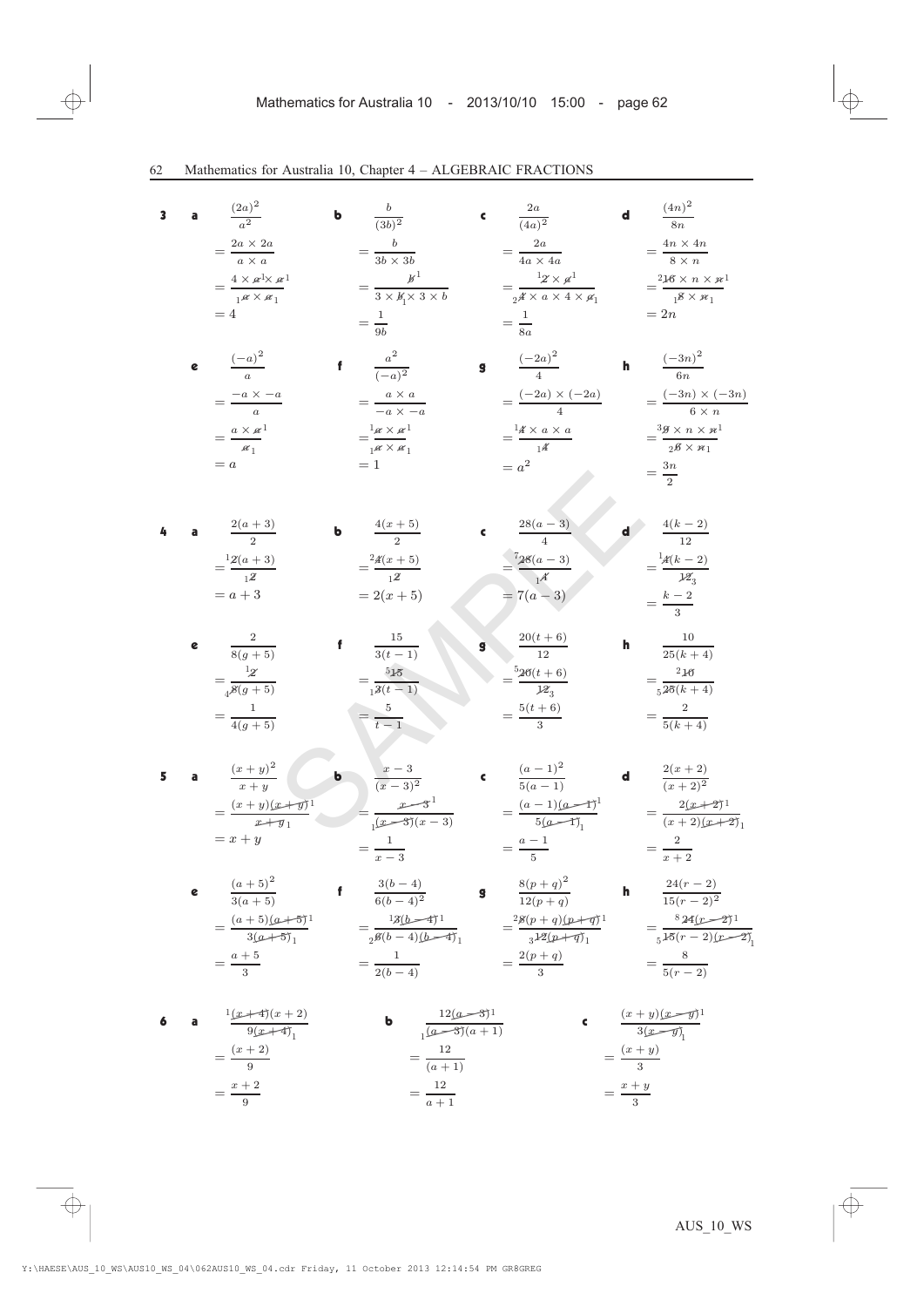**3** **a** $\dfrac{(2a)^2}{a^2}$
$= \dfrac{2a \times 2a}{a \times a}$
$= \dfrac{4 \times \cancel{a}^1 \times \cancel{a}^1}{_1\cancel{a} \times \cancel{a}_1}$
$= 4$

**b** $\dfrac{b}{(3b)^2}$
$= \dfrac{b}{3b \times 3b}$
$= \dfrac{\cancel{b}^1}{3 \times \cancel{b}_1 \times 3 \times b}$
$= \dfrac{1}{9b}$

**c** $\dfrac{2a}{(4a)^2}$
$= \dfrac{2a}{4a \times 4a}$
$= \dfrac{^1\cancel{2} \times \cancel{a}^1}{_2\cancel{4} \times a \times 4 \times \cancel{a}_1}$
$= \dfrac{1}{8a}$

**d** $\dfrac{(4n)^2}{8n}$
$= \dfrac{4n \times 4n}{8 \times n}$
$= \dfrac{^2\cancel{16} \times n \times \cancel{n}^1}{_1\cancel{8} \times \cancel{n}_1}$
$= 2n$

**e** $\dfrac{(-a)^2}{a}$
$= \dfrac{-a \times -a}{a}$
$= \dfrac{a \times \cancel{a}^1}{\cancel{a}_1}$
$= a$

**f** $\dfrac{a^2}{(-a)^2}$
$= \dfrac{a \times a}{-a \times -a}$
$= \dfrac{^1\cancel{a} \times \cancel{a}^1}{_1\cancel{a} \times \cancel{a}_1}$
$= 1$

**g** $\dfrac{(-2a)^2}{4}$
$= \dfrac{(-2a) \times (-2a)}{4}$
$= \dfrac{^1\cancel{4} \times a \times a}{_1\cancel{4}}$
$= a^2$

**h** $\dfrac{(-3n)^2}{6n}$
$= \dfrac{(-3n) \times (-3n)}{6 \times n}$
$= \dfrac{^3\cancel{9} \times n \times \cancel{n}^1}{_2\cancel{6} \times \cancel{n}_1}$
$= \dfrac{3n}{2}$

**4** **a** $\dfrac{2(a+3)}{2}$
$= \dfrac{^1\cancel{2}(a+3)}{_1\cancel{2}}$
$= a + 3$

**b** $\dfrac{4(x+5)}{2}$
$= \dfrac{^2\cancel{4}(x+5)}{_1\cancel{2}}$
$= 2(x+5)$

**c** $\dfrac{28(a-3)}{4}$
$= \dfrac{^7\cancel{28}(a-3)}{_1\cancel{4}}$
$= 7(a-3)$

**d** $\dfrac{4(k-2)}{12}$
$= \dfrac{^1\cancel{4}(k-2)}{\cancel{12}_3}$
$= \dfrac{k-2}{3}$

**e** $\dfrac{2}{8(g+5)}$
$= \dfrac{^1\cancel{2}}{_4\cancel{8}(g+5)}$
$= \dfrac{1}{4(g+5)}$

**f** $\dfrac{15}{3(t-1)}$
$= \dfrac{^5\cancel{15}}{_1\cancel{3}(t-1)}$
$= \dfrac{5}{t-1}$

**g** $\dfrac{20(t+6)}{12}$
$= \dfrac{^5\cancel{20}(t+6)}{\cancel{12}_3}$
$= \dfrac{5(t+6)}{3}$

**h** $\dfrac{10}{25(k+4)}$
$= \dfrac{^2\cancel{10}}{_5\cancel{25}(k+4)}$
$= \dfrac{2}{5(k+4)}$

**5** **a** $\dfrac{(x+y)^2}{x+y}$
$= \dfrac{(x+y)\cancel{(x+y)}^1}{\cancel{x+y}_1}$
$= x + y$

**b** $\dfrac{x-3}{(x-3)^2}$
$= \dfrac{\cancel{x-3}^1}{_1\cancel{(x-3)}(x-3)}$
$= \dfrac{1}{x-3}$

**c** $\dfrac{(a-1)^2}{5(a-1)}$
$= \dfrac{(a-1)\cancel{(a-1)}^1}{5\cancel{(a-1)}_1}$
$= \dfrac{a-1}{5}$

**d** $\dfrac{2(x+2)}{(x+2)^2}$
$= \dfrac{2\cancel{(x+2)}^1}{(x+2)\cancel{(x+2)}_1}$
$= \dfrac{2}{x+2}$

**e** $\dfrac{(a+5)^2}{3(a+5)}$
$= \dfrac{(a+5)\cancel{(a+5)}^1}{3\cancel{(a+5)}_1}$
$= \dfrac{a+5}{3}$

**f** $\dfrac{3(b-4)}{6(b-4)^2}$
$= \dfrac{^1\cancel{3}\cancel{(b-4)}^1}{_2\cancel{6}(b-4)\cancel{(b-4)}_1}$
$= \dfrac{1}{2(b-4)}$

**g** $\dfrac{8(p+q)^2}{12(p+q)}$
$= \dfrac{^2\cancel{8}(p+q)\cancel{(p+q)}^1}{_3\cancel{12}\cancel{(p+q)}_1}$
$= \dfrac{2(p+q)}{3}$

**h** $\dfrac{24(r-2)}{15(r-2)^2}$
$= \dfrac{^8\cancel{24}\cancel{(r-2)}^1}{_5\cancel{15}(r-2)\cancel{(r-2)}_1}$
$= \dfrac{8}{5(r-2)}$

**6** **a** $\dfrac{^1\cancel{(x+4)}(x+2)}{9\cancel{(x+4)}_1}$
$= \dfrac{(x+2)}{9}$
$= \dfrac{x+2}{9}$

**b** $\dfrac{12\cancel{(a-3)}^1}{_1\cancel{(a-3)}(a+1)}$
$= \dfrac{12}{(a+1)}$
$= \dfrac{12}{a+1}$

**c** $\dfrac{(x+y)\cancel{(x-y)}^1}{3\cancel{(x-y)}_1}$
$= \dfrac{(x+y)}{3}$
$= \dfrac{x+y}{3}$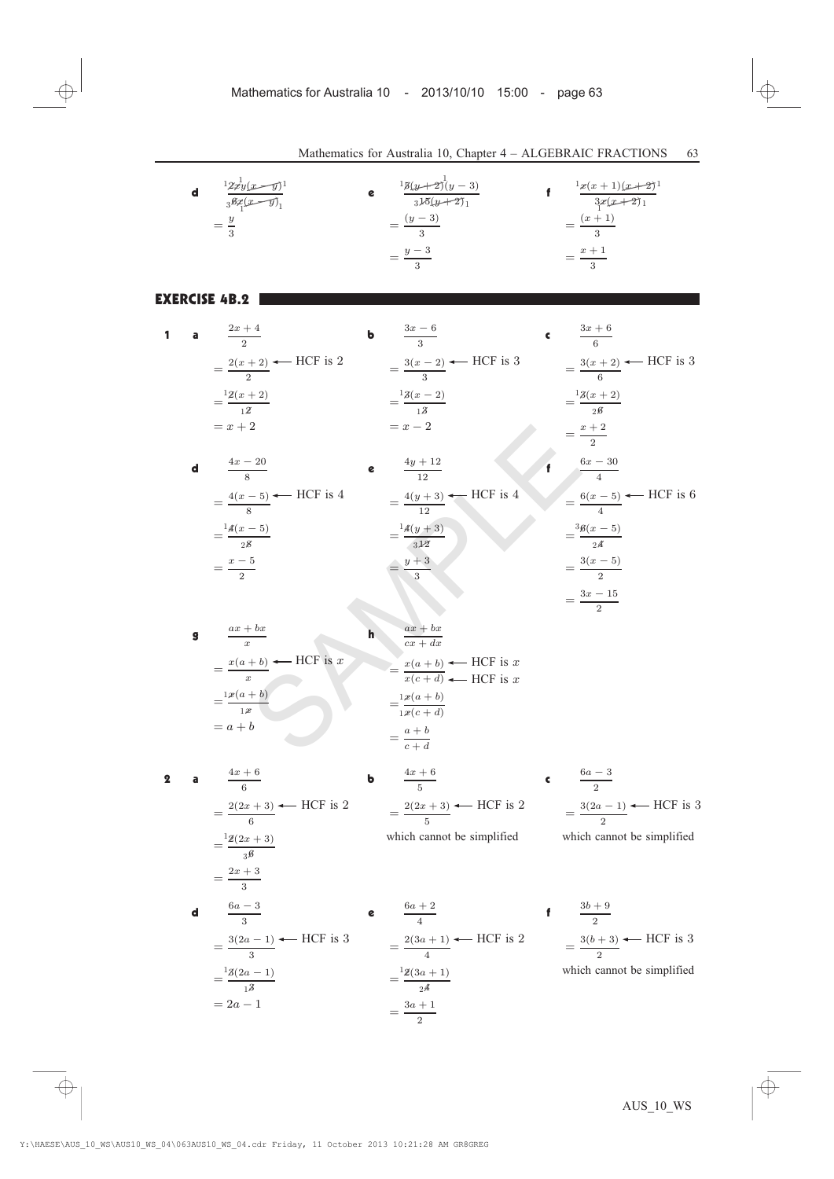**d**
$$\frac{{}^1\cancel{2}^{1}\cancel{x}y\cancel{(x-y)}^1}{{}_3\cancel{6}\cancel{x}_1\cancel{(x-y)}_1}$$
$$= \frac{y}{3}$$

**e**
$$\frac{{}^1\cancel{5}\cancel{(y+2)}^1(y-3)}{{}_3\cancel{15}\cancel{(y+2)}_1}$$
$$= \frac{(y-3)}{3}$$
$$= \frac{y-3}{3}$$

**f**
$$\frac{{}^1\cancel{x}(x+1)\cancel{(x+2)}^1}{3\cancel{x}_1\cancel{(x+2)}_1}$$
$$= \frac{(x+1)}{3}$$
$$= \frac{x+1}{3}$$

## EXERCISE 4B.2

**1** **a**
$$\frac{2x+4}{2}$$
$$= \frac{2(x+2)}{2} \longleftarrow \text{HCF is } 2$$
$$= \frac{{}^1\cancel{2}(x+2)}{{}_1\cancel{2}}$$
$$= x+2$$

**b**
$$\frac{3x-6}{3}$$
$$= \frac{3(x-2)}{3} \longleftarrow \text{HCF is } 3$$
$$= \frac{{}^1\cancel{3}(x-2)}{{}_1\cancel{3}}$$
$$= x-2$$

**c**
$$\frac{3x+6}{6}$$
$$= \frac{3(x+2)}{6} \longleftarrow \text{HCF is } 3$$
$$= \frac{{}^1\cancel{3}(x+2)}{{}_2\cancel{6}}$$
$$= \frac{x+2}{2}$$

**d**
$$\frac{4x-20}{8}$$
$$= \frac{4(x-5)}{8} \longleftarrow \text{HCF is } 4$$
$$= \frac{{}^1\cancel{4}(x-5)}{{}_2\cancel{8}}$$
$$= \frac{x-5}{2}$$

**e**
$$\frac{4y+12}{12}$$
$$= \frac{4(y+3)}{12} \longleftarrow \text{HCF is } 4$$
$$= \frac{{}^1\cancel{4}(y+3)}{{}_3\cancel{12}}$$
$$= \frac{y+3}{3}$$

**f**
$$\frac{6x-30}{4}$$
$$= \frac{6(x-5)}{4} \longleftarrow \text{HCF is } 6$$
$$= \frac{{}^3\cancel{6}(x-5)}{{}_2\cancel{4}}$$
$$= \frac{3(x-5)}{2}$$
$$= \frac{3x-15}{2}$$

**g**
$$\frac{ax+bx}{x}$$
$$= \frac{x(a+b)}{x} \longleftarrow \text{HCF is } x$$
$$= \frac{{}^1\cancel{x}(a+b)}{{}_1\cancel{x}}$$
$$= a+b$$

**h**
$$\frac{ax+bx}{cx+dx}$$
$$= \frac{x(a+b)}{x(c+d)} \begin{array}{l}\longleftarrow \text{HCF is } x \\ \longleftarrow \text{HCF is } x\end{array}$$
$$= \frac{{}_1\cancel{x}(a+b)}{{}_1\cancel{x}(c+d)}$$
$$= \frac{a+b}{c+d}$$

**2** **a**
$$\frac{4x+6}{6}$$
$$= \frac{2(2x+3)}{6} \longleftarrow \text{HCF is } 2$$
$$= \frac{{}^1\cancel{2}(2x+3)}{{}_3\cancel{6}}$$
$$= \frac{2x+3}{3}$$

**b**
$$\frac{4x+6}{5}$$
$$= \frac{2(2x+3)}{5} \longleftarrow \text{HCF is } 2$$
which cannot be simplified

**c**
$$\frac{6a-3}{2}$$
$$= \frac{3(2a-1)}{2} \longleftarrow \text{HCF is } 3$$
which cannot be simplified

**d**
$$\frac{6a-3}{3}$$
$$= \frac{3(2a-1)}{3} \longleftarrow \text{HCF is } 3$$
$$= \frac{{}^1\cancel{3}(2a-1)}{{}_1\cancel{3}}$$
$$= 2a-1$$

**e**
$$\frac{6a+2}{4}$$
$$= \frac{2(3a+1)}{4} \longleftarrow \text{HCF is } 2$$
$$= \frac{{}^1\cancel{2}(3a+1)}{{}_2\cancel{4}}$$
$$= \frac{3a+1}{2}$$

**f**
$$\frac{3b+9}{2}$$
$$= \frac{3(b+3)}{2} \longleftarrow \text{HCF is } 3$$
which cannot be simplified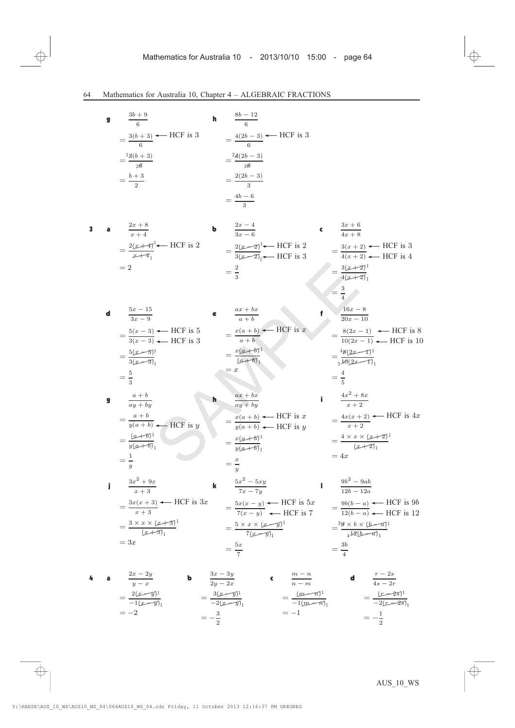**g** $\frac{3b+9}{6}$

$= \frac{3(b+3)}{6}$ ← HCF is 3

$= \frac{{}^1\cancel{3}(b+3)}{{}_2\cancel{6}}$

$= \frac{b+3}{2}$

**h** $\frac{8b-12}{6}$

$= \frac{4(2b-3)}{6}$ ← HCF is 3

$= \frac{{}^2\cancel{4}(2b-3)}{{}_3\cancel{6}}$

$= \frac{2(2b-3)}{3}$

$= \frac{4b-6}{3}$

**3**

**a** $\frac{2x+8}{x+4}$

$= \frac{2\cancel{(x+4)}^1}{\cancel{x+4}_1}$ ← HCF is 2

$= 2$

**b** $\frac{2x-4}{3x-6}$

$= \frac{2\cancel{(x-2)}^1}{3\cancel{(x-2)}_1}$ ← HCF is 2, ← HCF is 3

$= \frac{2}{3}$

**c** $\frac{3x+6}{4x+8}$

$= \frac{3(x+2)}{4(x+2)}$ ← HCF is 3, ← HCF is 4

$= \frac{3\cancel{(x+2)}^1}{4\cancel{(x+2)}_1}$

$= \frac{3}{4}$

**d** $\frac{5x-15}{3x-9}$

$= \frac{5(x-3)}{3(x-3)}$ ← HCF is 5, ← HCF is 3

$= \frac{5\cancel{(x-3)}^1}{3\cancel{(x-3)}_1}$

$= \frac{5}{3}$

**e** $\frac{ax+bx}{a+b}$

$= \frac{x(a+b)}{a+b}$ ← HCF is $x$

$= \frac{x\cancel{(a+b)}^1}{\cancel{(a+b)}_1}$

$= x$

**f** $\frac{16x-8}{20x-10}$

$= \frac{8(2x-1)}{10(2x-1)}$ ← HCF is 8, ← HCF is 10

$= \frac{{}^4\cancel{8}\cancel{(2x-1)}^1}{{}_5\cancel{10}\cancel{(2x-1)}_1}$

$= \frac{4}{5}$

**g** $\frac{a+b}{ay+by}$

$= \frac{a+b}{y(a+b)}$ ← HCF is $y$

$= \frac{\cancel{(a+b)}^1}{y\cancel{(a+b)}_1}$

$= \frac{1}{y}$

**h** $\frac{ax+bx}{ay+by}$

$= \frac{x(a+b)}{y(a+b)}$ ← HCF is $x$, ← HCF is $y$

$= \frac{x\cancel{(a+b)}^1}{y\cancel{(a+b)}_1}$

$= \frac{x}{y}$

**i** $\frac{4x^2+8x}{x+2}$

$= \frac{4x(x+2)}{x+2}$ ← HCF is $4x$

$= \frac{4 \times x \times \cancel{(x+2)}^1}{\cancel{(x+2)}_1}$

$= 4x$

**j** $\frac{3x^2+9x}{x+3}$

$= \frac{3x(x+3)}{x+3}$ ← HCF is $3x$

$= \frac{3 \times x \times \cancel{(x+3)}^1}{\cancel{(x+3)}_1}$

$= 3x$

**k** $\frac{5x^2-5xy}{7x-7y}$

$= \frac{5x(x-y)}{7(x-y)}$ ← HCF is $5x$, ← HCF is 7

$= \frac{5 \times x \times \cancel{(x-y)}^1}{7\cancel{(x-y)}_1}$

$= \frac{5x}{7}$

**l** $\frac{9b^2-9ab}{12b-12a}$

$= \frac{9b(b-a)}{12(b-a)}$ ← HCF is $9b$, ← HCF is 12

$= \frac{{}^3\cancel{9} \times b \times \cancel{(b-a)}^1}{{}_4\cancel{12}\cancel{(b-a)}_1}$

$= \frac{3b}{4}$

**4**

**a** $\frac{2x-2y}{y-x}$

$= \frac{2\cancel{(x-y)}^1}{-1\cancel{(x-y)}_1}$

$= -2$

**b** $\frac{3x-3y}{2y-2x}$

$= \frac{3\cancel{(x-y)}^1}{-2\cancel{(x-y)}_1}$

$= -\frac{3}{2}$

**c** $\frac{m-n}{n-m}$

$= \frac{\cancel{(m-n)}^1}{-1\cancel{(m-n)}_1}$

$= -1$

**d** $\frac{r-2s}{4s-2r}$

$= \frac{\cancel{(r-2s)}^1}{-2\cancel{(r-2s)}_1}$

$= -\frac{1}{2}$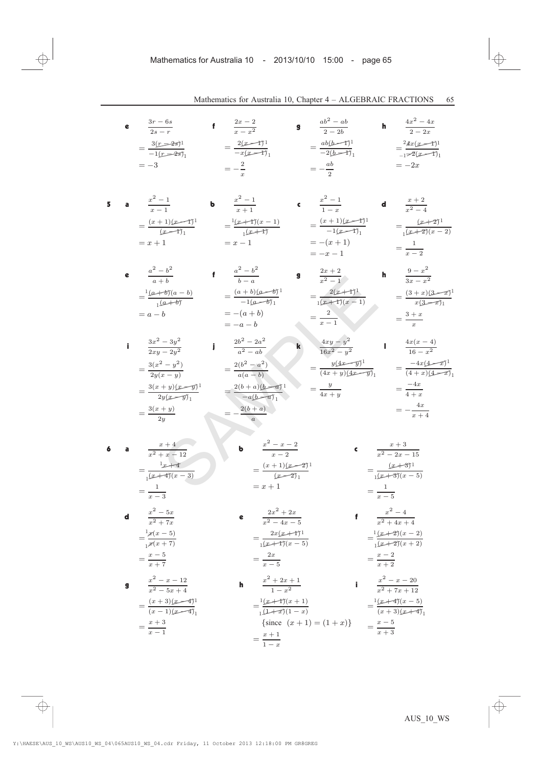**e** $\dfrac{3r-6s}{2s-r}$
$= \dfrac{3(r-2s)^1}{-1(r-2s)_1}$
$= -3$

**f** $\dfrac{2x-2}{x-x^2}$
$= \dfrac{2(x-1)^1}{-x(x-1)_1}$
$= -\dfrac{2}{x}$

**g** $\dfrac{ab^2-ab}{2-2b}$
$= \dfrac{ab(b-1)^1}{-2(b-1)_1}$
$= -\dfrac{ab}{2}$

**h** $\dfrac{4x^2-4x}{2-2x}$
$= \dfrac{{}^2 4x(x-1)^1}{{}_{-1}-2(x-1)_1}$
$= -2x$

**5**

**a** $\dfrac{x^2-1}{x-1}$
$= \dfrac{(x+1)(x-1)^1}{(x-1)_1}$
$= x+1$

**b** $\dfrac{x^2-1}{x+1}$
$= \dfrac{{}^1(x+1)(x-1)}{{}_1(x+1)}$
$= x-1$

**c** $\dfrac{x^2-1}{1-x}$
$= \dfrac{(x+1)(x-1)^1}{-1(x-1)_1}$
$= -(x+1)$
$= -x-1$

**d** $\dfrac{x+2}{x^2-4}$
$= \dfrac{(x+2)^1}{{}_1(x+2)(x-2)}$
$= \dfrac{1}{x-2}$

**e** $\dfrac{a^2-b^2}{a+b}$
$= \dfrac{{}^1(a+b)(a-b)}{{}_1(a+b)}$
$= a-b$

**f** $\dfrac{a^2-b^2}{b-a}$
$= \dfrac{(a+b)(a-b)^1}{-1(a-b)_1}$
$= -(a+b)$
$= -a-b$

**g** $\dfrac{2x+2}{x^2-1}$
$= \dfrac{2(x+1)^1}{{}_1(x+1)(x-1)}$
$= \dfrac{2}{x-1}$

**h** $\dfrac{9-x^2}{3x-x^2}$
$= \dfrac{(3+x)(3-x)^1}{x(3-x)_1}$
$= \dfrac{3+x}{x}$

**i** $\dfrac{3x^2-3y^2}{2xy-2y^2}$
$= \dfrac{3(x^2-y^2)}{2y(x-y)}$
$= \dfrac{3(x+y)(x-y)^1}{2y(x-y)_1}$
$= \dfrac{3(x+y)}{2y}$

**j** $\dfrac{2b^2-2a^2}{a^2-ab}$
$= \dfrac{2(b^2-a^2)}{a(a-b)}$
$= \dfrac{2(b+a)(b-a)^1}{-a(b-a)_1}$
$= -\dfrac{2(b+a)}{a}$

**k** $\dfrac{4xy-y^2}{16x^2-y^2}$
$= \dfrac{y(4x-y)^1}{(4x+y)(4x-y)_1}$
$= \dfrac{y}{4x+y}$

**l** $\dfrac{4x(x-4)}{16-x^2}$
$= \dfrac{-4x(4-x)^1}{(4+x)(4-x)_1}$
$= \dfrac{-4x}{4+x}$
$= -\dfrac{4x}{x+4}$

**6**

**a** $\dfrac{x+4}{x^2+x-12}$
$= \dfrac{{}^1x+4}{{}_1(x+4)(x-3)}$
$= \dfrac{1}{x-3}$

**b** $\dfrac{x^2-x-2}{x-2}$
$= \dfrac{(x+1)(x-2)^1}{(x-2)_1}$
$= x+1$

**c** $\dfrac{x+3}{x^2-2x-15}$
$= \dfrac{(x+3)^1}{{}_1(x+3)(x-5)}$
$= \dfrac{1}{x-5}$

**d** $\dfrac{x^2-5x}{x^2+7x}$
$= \dfrac{{}^1x(x-5)}{{}_1x(x+7)}$
$= \dfrac{x-5}{x+7}$

**e** $\dfrac{2x^2+2x}{x^2-4x-5}$
$= \dfrac{2x(x+1)^1}{{}_1(x+1)(x-5)}$
$= \dfrac{2x}{x-5}$

**f** $\dfrac{x^2-4}{x^2+4x+4}$
$= \dfrac{{}^1(x+2)(x-2)}{{}_1(x+2)(x+2)}$
$= \dfrac{x-2}{x+2}$

**g** $\dfrac{x^2-x-12}{x^2-5x+4}$
$= \dfrac{(x+3)(x-4)^1}{(x-1)(x-4)_1}$
$= \dfrac{x+3}{x-1}$

**h** $\dfrac{x^2+2x+1}{1-x^2}$
$= \dfrac{{}^1(x+1)(x+1)}{{}_1(1+x)(1-x)}$
{since $(x+1)=(1+x)$}
$= \dfrac{x+1}{1-x}$

**i** $\dfrac{x^2-x-20}{x^2+7x+12}$
$= \dfrac{{}^1(x+4)(x-5)}{(x+3)(x+4)_1}$
$= \dfrac{x-5}{x+3}$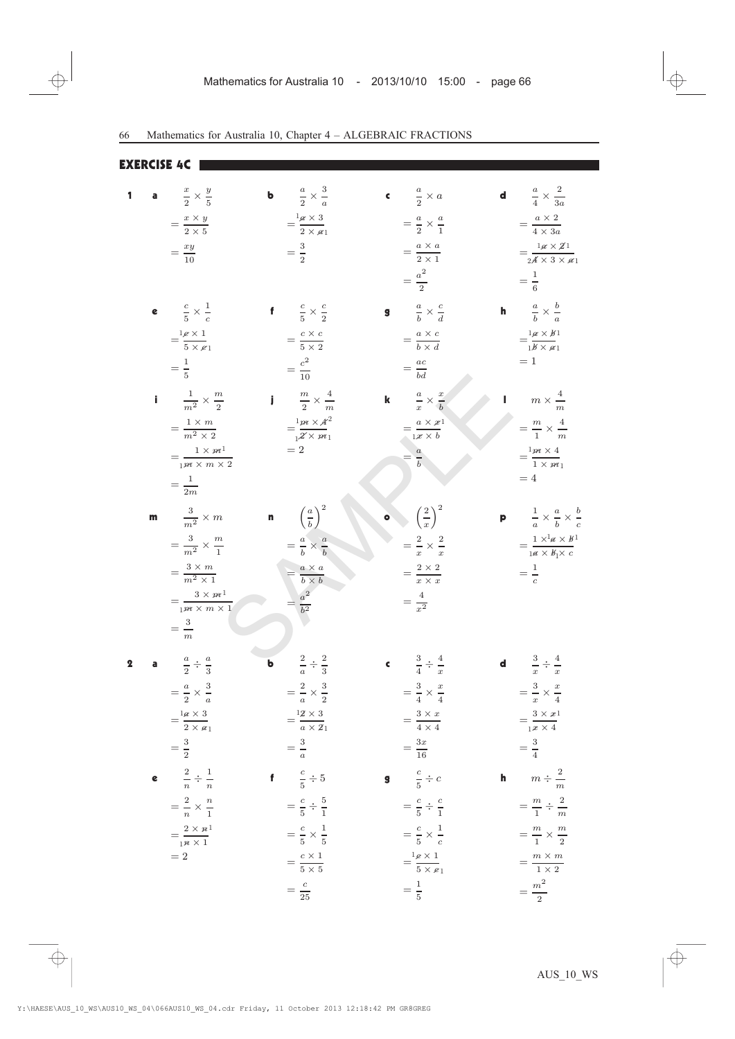## EXERCISE 4C

**1**

**a** $\frac{x}{2} \times \frac{y}{5}$
$= \frac{x \times y}{2 \times 5}$
$= \frac{xy}{10}$

**b** $\frac{a}{2} \times \frac{3}{a}$
$= \frac{{}^{1}\cancel{a} \times 3}{2 \times \cancel{a}_{1}}$
$= \frac{3}{2}$

**c** $\frac{a}{2} \times a$
$= \frac{a}{2} \times \frac{a}{1}$
$= \frac{a \times a}{2 \times 1}$
$= \frac{a^2}{2}$

**d** $\frac{a}{4} \times \frac{2}{3a}$
$= \frac{a \times 2}{4 \times 3a}$
$= \frac{{}^{1}\cancel{a} \times \cancel{2}^{1}}{{}_{2}\cancel{4} \times 3 \times \cancel{a}_{1}}$
$= \frac{1}{6}$

**e** $\frac{c}{5} \times \frac{1}{c}$
$= \frac{{}^{1}\cancel{c} \times 1}{5 \times \cancel{c}_{1}}$
$= \frac{1}{5}$

**f** $\frac{c}{5} \times \frac{c}{2}$
$= \frac{c \times c}{5 \times 2}$
$= \frac{c^2}{10}$

**g** $\frac{a}{b} \times \frac{c}{d}$
$= \frac{a \times c}{b \times d}$
$= \frac{ac}{bd}$

**h** $\frac{a}{b} \times \frac{b}{a}$
$= \frac{{}^{1}\cancel{a} \times \cancel{b}^{1}}{{}_{1}\cancel{b} \times \cancel{a}_{1}}$
$= 1$

**i** $\frac{1}{m^2} \times \frac{m}{2}$
$= \frac{1 \times m}{m^2 \times 2}$
$= \frac{1 \times \cancel{m}^{1}}{{}_{1}\cancel{m} \times m \times 2}$
$= \frac{1}{2m}$

**j** $\frac{m}{2} \times \frac{4}{m}$
$= \frac{{}^{1}\cancel{m} \times \cancel{4}^{2}}{{}_{1}\cancel{2} \times \cancel{m}_{1}}$
$= 2$

**k** $\frac{a}{x} \times \frac{x}{b}$
$= \frac{a \times \cancel{x}^{1}}{{}_{1}\cancel{x} \times b}$
$= \frac{a}{b}$

**l** $m \times \frac{4}{m}$
$= \frac{m}{1} \times \frac{4}{m}$
$= \frac{{}^{1}\cancel{m} \times 4}{1 \times \cancel{m}_{1}}$
$= 4$

**m** $\frac{3}{m^2} \times m$
$= \frac{3}{m^2} \times \frac{m}{1}$
$= \frac{3 \times m}{m^2 \times 1}$
$= \frac{3 \times \cancel{m}^{1}}{{}_{1}\cancel{m} \times m \times 1}$
$= \frac{3}{m}$

**n** $\left(\frac{a}{b}\right)^2$
$= \frac{a}{b} \times \frac{a}{b}$
$= \frac{a \times a}{b \times b}$
$= \frac{a^2}{b^2}$

**o** $\left(\frac{2}{x}\right)^2$
$= \frac{2}{x} \times \frac{2}{x}$
$= \frac{2 \times 2}{x \times x}$
$= \frac{4}{x^2}$

**p** $\frac{1}{a} \times \frac{a}{b} \times \frac{b}{c}$
$= \frac{1 \times {}^{1}\cancel{a} \times \cancel{b}^{1}}{{}_{1}\cancel{a} \times \cancel{b}_{1} \times c}$
$= \frac{1}{c}$

**2**

**a** $\frac{a}{2} \div \frac{a}{3}$
$= \frac{a}{2} \times \frac{3}{a}$
$= \frac{{}^{1}\cancel{a} \times 3}{2 \times \cancel{a}_{1}}$
$= \frac{3}{2}$

**b** $\frac{2}{a} \div \frac{2}{3}$
$= \frac{2}{a} \times \frac{3}{2}$
$= \frac{{}^{1}\cancel{2} \times 3}{a \times \cancel{2}_{1}}$
$= \frac{3}{a}$

**c** $\frac{3}{4} \div \frac{4}{x}$
$= \frac{3}{4} \times \frac{x}{4}$
$= \frac{3 \times x}{4 \times 4}$
$= \frac{3x}{16}$

**d** $\frac{3}{x} \div \frac{4}{x}$
$= \frac{3}{x} \times \frac{x}{4}$
$= \frac{3 \times \cancel{x}^{1}}{{}_{1}\cancel{x} \times 4}$
$= \frac{3}{4}$

**e** $\frac{2}{n} \div \frac{1}{n}$
$= \frac{2}{n} \times \frac{n}{1}$
$= \frac{2 \times \cancel{n}^{1}}{{}_{1}\cancel{n} \times 1}$
$= 2$

**f** $\frac{c}{5} \div 5$
$= \frac{c}{5} \div \frac{5}{1}$
$= \frac{c}{5} \times \frac{1}{5}$
$= \frac{c \times 1}{5 \times 5}$
$= \frac{c}{25}$

**g** $\frac{c}{5} \div c$
$= \frac{c}{5} \div \frac{c}{1}$
$= \frac{c}{5} \times \frac{1}{c}$
$= \frac{{}^{1}\cancel{c} \times 1}{5 \times \cancel{c}_{1}}$
$= \frac{1}{5}$

**h** $m \div \frac{2}{m}$
$= \frac{m}{1} \div \frac{2}{m}$
$= \frac{m}{1} \times \frac{m}{2}$
$= \frac{m \times m}{1 \times 2}$
$= \frac{m^2}{2}$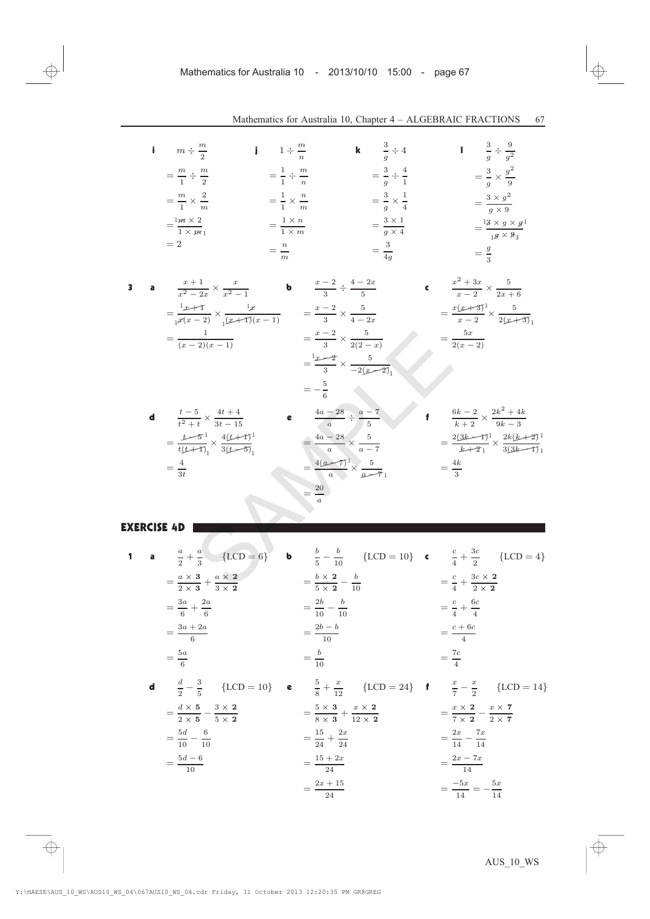**i**
$$m \div \frac{m}{2}$$
$$= \frac{m}{1} \div \frac{m}{2}$$
$$= \frac{m}{1} \times \frac{2}{m}$$
$$= \frac{{}^1\cancel{m} \times 2}{1 \times \cancel{m}_1}$$
$$= 2$$

**j**
$$1 \div \frac{m}{n}$$
$$= \frac{1}{1} \div \frac{m}{n}$$
$$= \frac{1}{1} \times \frac{n}{m}$$
$$= \frac{1 \times n}{1 \times m}$$
$$= \frac{n}{m}$$

**k**
$$\frac{3}{g} \div 4$$
$$= \frac{3}{g} \div \frac{4}{1}$$
$$= \frac{3}{g} \times \frac{1}{4}$$
$$= \frac{3 \times 1}{g \times 4}$$
$$= \frac{3}{4g}$$

**l**
$$\frac{3}{g} \div \frac{9}{g^2}$$
$$= \frac{3}{g} \times \frac{g^2}{9}$$
$$= \frac{3 \times g^2}{g \times 9}$$
$$= \frac{{}^1\cancel{3} \times g \times \cancel{g}^1}{{}_1\cancel{g} \times \cancel{9}_3}$$
$$= \frac{g}{3}$$

**3** **a**
$$\frac{x+1}{x^2-2x} \times \frac{x}{x^2-1}$$
$$= \frac{{}^1\cancel{x+1}}{{}_1\cancel{x}(x-2)} \times \frac{{}^1\cancel{x}}{{}_1\cancel{(x+1)}(x-1)}$$
$$= \frac{1}{(x-2)(x-1)}$$

**b**
$$\frac{x-2}{3} \div \frac{4-2x}{5}$$
$$= \frac{x-2}{3} \times \frac{5}{4-2x}$$
$$= \frac{x-2}{3} \times \frac{5}{2(2-x)}$$
$$= \frac{{}^1\cancel{x-2}}{3} \times \frac{5}{-2\cancel{(x-2)}_1}$$
$$= -\frac{5}{6}$$

**c**
$$\frac{x^2+3x}{x-2} \times \frac{5}{2x+6}$$
$$= \frac{x\cancel{(x+3)}^1}{x-2} \times \frac{5}{2\cancel{(x+3)}_1}$$
$$= \frac{5x}{2(x-2)}$$

**d**
$$\frac{t-5}{t^2+t} \times \frac{4t+4}{3t-15}$$
$$= \frac{\cancel{t-5}^1}{t\cancel{(t+1)}_1} \times \frac{4\cancel{(t+1)}^1}{3\cancel{(t-5)}_1}$$
$$= \frac{4}{3t}$$

**e**
$$\frac{4a-28}{a} \div \frac{a-7}{5}$$
$$= \frac{4a-28}{a} \times \frac{5}{a-7}$$
$$= \frac{4\cancel{(a-7)}^1}{a} \times \frac{5}{\cancel{a-7}_1}$$
$$= \frac{20}{a}$$

**f**
$$\frac{6k-2}{k+2} \times \frac{2k^2+4k}{9k-3}$$
$$= \frac{2\cancel{(3k-1)}^1}{\cancel{k+2}_1} \times \frac{2k\cancel{(k+2)}^1}{3\cancel{(3k-1)}_1}$$
$$= \frac{4k}{3}$$

## EXERCISE 4D

**1** **a**
$$\frac{a}{2} + \frac{a}{3} \quad \{\text{LCD} = 6\}$$
$$= \frac{a \times \mathbf{3}}{2 \times \mathbf{3}} + \frac{a \times \mathbf{2}}{3 \times \mathbf{2}}$$
$$= \frac{3a}{6} + \frac{2a}{6}$$
$$= \frac{3a+2a}{6}$$
$$= \frac{5a}{6}$$

**b**
$$\frac{b}{5} - \frac{b}{10} \quad \{\text{LCD} = 10\}$$
$$= \frac{b \times \mathbf{2}}{5 \times \mathbf{2}} - \frac{b}{10}$$
$$= \frac{2b}{10} - \frac{b}{10}$$
$$= \frac{2b-b}{10}$$
$$= \frac{b}{10}$$

**c**
$$\frac{c}{4} + \frac{3c}{2} \quad \{\text{LCD} = 4\}$$
$$= \frac{c}{4} + \frac{3c \times \mathbf{2}}{2 \times \mathbf{2}}$$
$$= \frac{c}{4} + \frac{6c}{4}$$
$$= \frac{c+6c}{4}$$
$$= \frac{7c}{4}$$

**d**
$$\frac{d}{2} - \frac{3}{5} \quad \{\text{LCD} = 10\}$$
$$= \frac{d \times \mathbf{5}}{2 \times \mathbf{5}} - \frac{3 \times \mathbf{2}}{5 \times \mathbf{2}}$$
$$= \frac{5d}{10} - \frac{6}{10}$$
$$= \frac{5d-6}{10}$$

**e**
$$\frac{5}{8} + \frac{x}{12} \quad \{\text{LCD} = 24\}$$
$$= \frac{5 \times \mathbf{3}}{8 \times \mathbf{3}} + \frac{x \times \mathbf{2}}{12 \times \mathbf{2}}$$
$$= \frac{15}{24} + \frac{2x}{24}$$
$$= \frac{15+2x}{24}$$
$$= \frac{2x+15}{24}$$

**f**
$$\frac{x}{7} - \frac{x}{2} \quad \{\text{LCD} = 14\}$$
$$= \frac{x \times \mathbf{2}}{7 \times \mathbf{2}} - \frac{x \times \mathbf{7}}{2 \times \mathbf{7}}$$
$$= \frac{2x}{14} - \frac{7x}{14}$$
$$= \frac{2x-7x}{14}$$
$$= \frac{-5x}{14} = -\frac{5x}{14}$$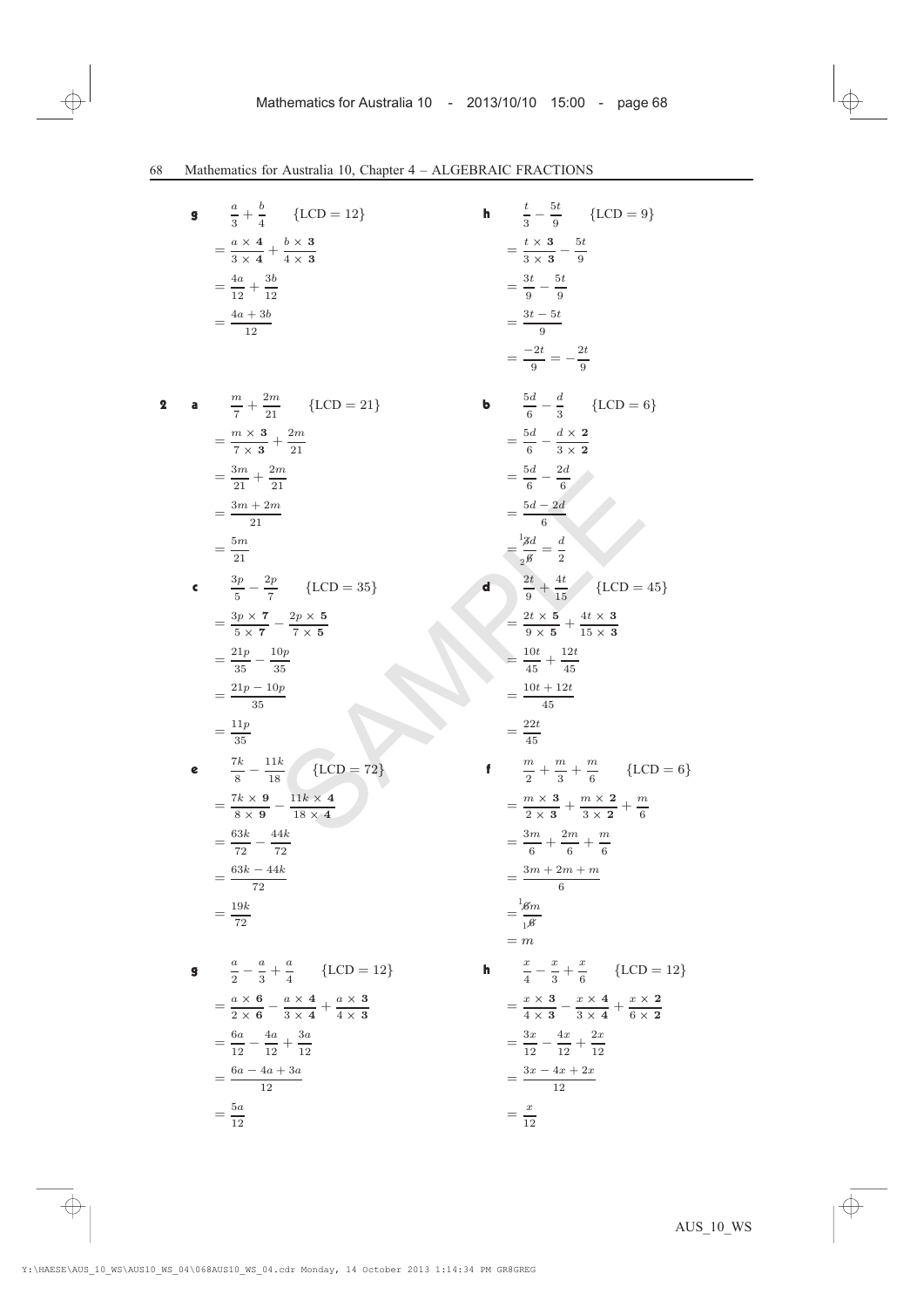**g** $\dfrac{a}{3} + \dfrac{b}{4}$ $\{\text{LCD} = 12\}$

$= \dfrac{a \times \mathbf{4}}{3 \times \mathbf{4}} + \dfrac{b \times \mathbf{3}}{4 \times \mathbf{3}}$

$= \dfrac{4a}{12} + \dfrac{3b}{12}$

$= \dfrac{4a + 3b}{12}$

**h** $\dfrac{t}{3} - \dfrac{5t}{9}$ $\{\text{LCD} = 9\}$

$= \dfrac{t \times \mathbf{3}}{3 \times \mathbf{3}} - \dfrac{5t}{9}$

$= \dfrac{3t}{9} - \dfrac{5t}{9}$

$= \dfrac{3t - 5t}{9}$

$= \dfrac{-2t}{9} = -\dfrac{2t}{9}$

**2** **a** $\dfrac{m}{7} + \dfrac{2m}{21}$ $\{\text{LCD} = 21\}$

$= \dfrac{m \times \mathbf{3}}{7 \times \mathbf{3}} + \dfrac{2m}{21}$

$= \dfrac{3m}{21} + \dfrac{2m}{21}$

$= \dfrac{3m + 2m}{21}$

$= \dfrac{5m}{21}$

**b** $\dfrac{5d}{6} - \dfrac{d}{3}$ $\{\text{LCD} = 6\}$

$= \dfrac{5d}{6} - \dfrac{d \times \mathbf{2}}{3 \times \mathbf{2}}$

$= \dfrac{5d}{6} - \dfrac{2d}{6}$

$= \dfrac{5d - 2d}{6}$

$= \dfrac{{}^{1}\cancel{3}d}{{}_{2}\cancel{6}} = \dfrac{d}{2}$

**c** $\dfrac{3p}{5} - \dfrac{2p}{7}$ $\{\text{LCD} = 35\}$

$= \dfrac{3p \times \mathbf{7}}{5 \times \mathbf{7}} - \dfrac{2p \times \mathbf{5}}{7 \times \mathbf{5}}$

$= \dfrac{21p}{35} - \dfrac{10p}{35}$

$= \dfrac{21p - 10p}{35}$

$= \dfrac{11p}{35}$

**d** $\dfrac{2t}{9} + \dfrac{4t}{15}$ $\{\text{LCD} = 45\}$

$= \dfrac{2t \times \mathbf{5}}{9 \times \mathbf{5}} + \dfrac{4t \times \mathbf{3}}{15 \times \mathbf{3}}$

$= \dfrac{10t}{45} + \dfrac{12t}{45}$

$= \dfrac{10t + 12t}{45}$

$= \dfrac{22t}{45}$

**e** $\dfrac{7k}{8} - \dfrac{11k}{18}$ $\{\text{LCD} = 72\}$

$= \dfrac{7k \times \mathbf{9}}{8 \times \mathbf{9}} - \dfrac{11k \times \mathbf{4}}{18 \times \mathbf{4}}$

$= \dfrac{63k}{72} - \dfrac{44k}{72}$

$= \dfrac{63k - 44k}{72}$

$= \dfrac{19k}{72}$

**f** $\dfrac{m}{2} + \dfrac{m}{3} + \dfrac{m}{6}$ $\{\text{LCD} = 6\}$

$= \dfrac{m \times \mathbf{3}}{2 \times \mathbf{3}} + \dfrac{m \times \mathbf{2}}{3 \times \mathbf{2}} + \dfrac{m}{6}$

$= \dfrac{3m}{6} + \dfrac{2m}{6} + \dfrac{m}{6}$

$= \dfrac{3m + 2m + m}{6}$

$= \dfrac{{}^{1}\cancel{6}m}{{}_{1}\cancel{6}}$

$= m$

**g** $\dfrac{a}{2} - \dfrac{a}{3} + \dfrac{a}{4}$ $\{\text{LCD} = 12\}$

$= \dfrac{a \times \mathbf{6}}{2 \times \mathbf{6}} - \dfrac{a \times \mathbf{4}}{3 \times \mathbf{4}} + \dfrac{a \times \mathbf{3}}{4 \times \mathbf{3}}$

$= \dfrac{6a}{12} - \dfrac{4a}{12} + \dfrac{3a}{12}$

$= \dfrac{6a - 4a + 3a}{12}$

$= \dfrac{5a}{12}$

**h** $\dfrac{x}{4} - \dfrac{x}{3} + \dfrac{x}{6}$ $\{\text{LCD} = 12\}$

$= \dfrac{x \times \mathbf{3}}{4 \times \mathbf{3}} - \dfrac{x \times \mathbf{4}}{3 \times \mathbf{4}} + \dfrac{x \times \mathbf{2}}{6 \times \mathbf{2}}$

$= \dfrac{3x}{12} - \dfrac{4x}{12} + \dfrac{2x}{12}$

$= \dfrac{3x - 4x + 2x}{12}$

$= \dfrac{x}{12}$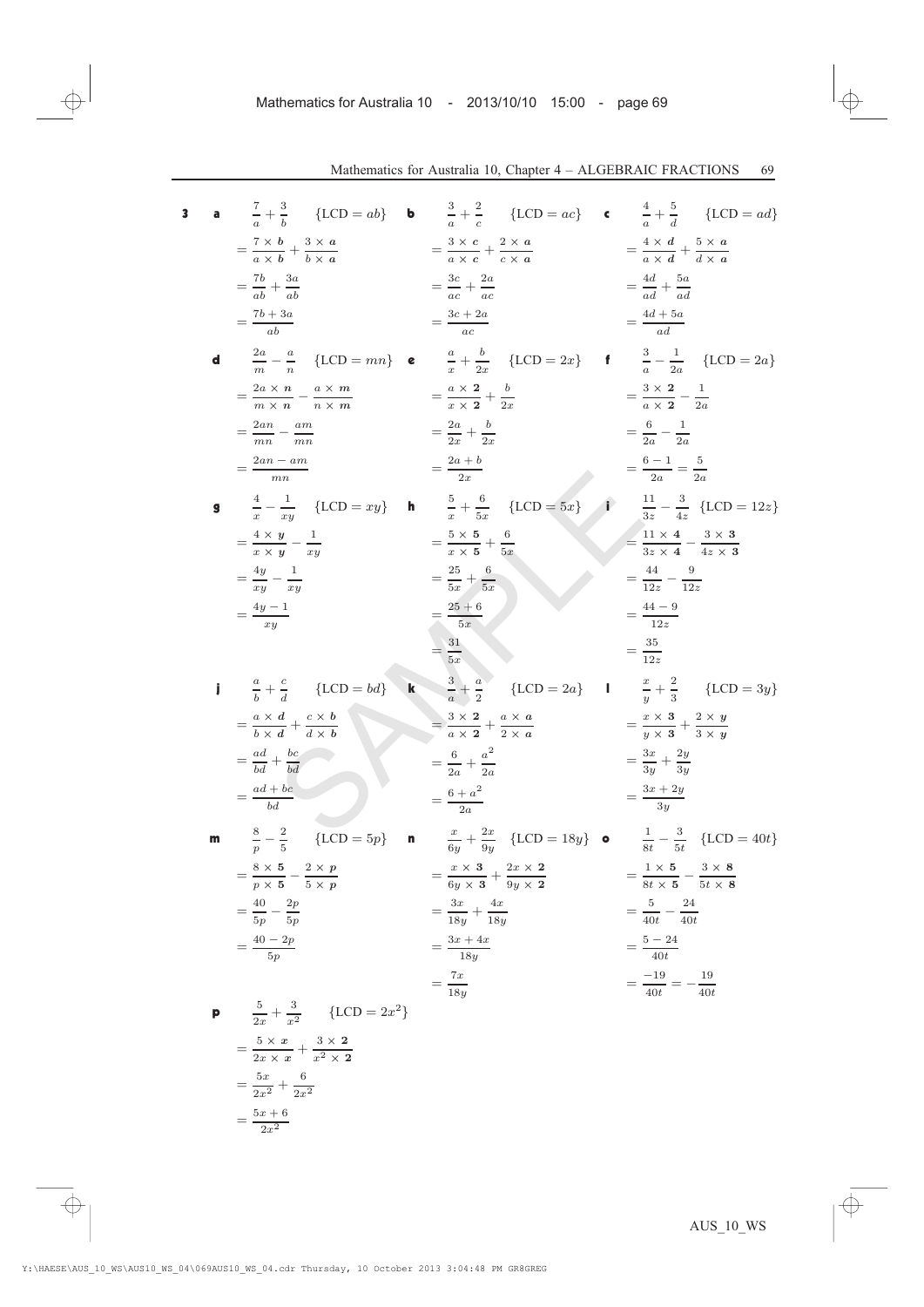**3**

**a** $\dfrac{7}{a} + \dfrac{3}{b}$ $\{\text{LCD} = ab\}$

$= \dfrac{7 \times \boldsymbol{b}}{a \times \boldsymbol{b}} + \dfrac{3 \times \boldsymbol{a}}{b \times \boldsymbol{a}}$

$= \dfrac{7b}{ab} + \dfrac{3a}{ab}$

$= \dfrac{7b + 3a}{ab}$

**b** $\dfrac{3}{a} + \dfrac{2}{c}$ $\{\text{LCD} = ac\}$

$= \dfrac{3 \times \boldsymbol{c}}{a \times \boldsymbol{c}} + \dfrac{2 \times \boldsymbol{a}}{c \times \boldsymbol{a}}$

$= \dfrac{3c}{ac} + \dfrac{2a}{ac}$

$= \dfrac{3c + 2a}{ac}$

**c** $\dfrac{4}{a} + \dfrac{5}{d}$ $\{\text{LCD} = ad\}$

$= \dfrac{4 \times \boldsymbol{d}}{a \times \boldsymbol{d}} + \dfrac{5 \times \boldsymbol{a}}{d \times \boldsymbol{a}}$

$= \dfrac{4d}{ad} + \dfrac{5a}{ad}$

$= \dfrac{4d + 5a}{ad}$

**d** $\dfrac{2a}{m} - \dfrac{a}{n}$ $\{\text{LCD} = mn\}$

$= \dfrac{2a \times \boldsymbol{n}}{m \times \boldsymbol{n}} - \dfrac{a \times \boldsymbol{m}}{n \times \boldsymbol{m}}$

$= \dfrac{2an}{mn} - \dfrac{am}{mn}$

$= \dfrac{2an - am}{mn}$

**e** $\dfrac{a}{x} + \dfrac{b}{2x}$ $\{\text{LCD} = 2x\}$

$= \dfrac{a \times \boldsymbol{2}}{x \times \boldsymbol{2}} + \dfrac{b}{2x}$

$= \dfrac{2a}{2x} + \dfrac{b}{2x}$

$= \dfrac{2a + b}{2x}$

**f** $\dfrac{3}{a} - \dfrac{1}{2a}$ $\{\text{LCD} = 2a\}$

$= \dfrac{3 \times \boldsymbol{2}}{a \times \boldsymbol{2}} - \dfrac{1}{2a}$

$= \dfrac{6}{2a} - \dfrac{1}{2a}$

$= \dfrac{6 - 1}{2a} = \dfrac{5}{2a}$

**g** $\dfrac{4}{x} - \dfrac{1}{xy}$ $\{\text{LCD} = xy\}$

$= \dfrac{4 \times \boldsymbol{y}}{x \times \boldsymbol{y}} - \dfrac{1}{xy}$

$= \dfrac{4y}{xy} - \dfrac{1}{xy}$

$= \dfrac{4y - 1}{xy}$

**h** $\dfrac{5}{x} + \dfrac{6}{5x}$ $\{\text{LCD} = 5x\}$

$= \dfrac{5 \times \boldsymbol{5}}{x \times \boldsymbol{5}} + \dfrac{6}{5x}$

$= \dfrac{25}{5x} + \dfrac{6}{5x}$

$= \dfrac{25 + 6}{5x}$

$= \dfrac{31}{5x}$

**i** $\dfrac{11}{3z} - \dfrac{3}{4z}$ $\{\text{LCD} = 12z\}$

$= \dfrac{11 \times \boldsymbol{4}}{3z \times \boldsymbol{4}} - \dfrac{3 \times \boldsymbol{3}}{4z \times \boldsymbol{3}}$

$= \dfrac{44}{12z} - \dfrac{9}{12z}$

$= \dfrac{44 - 9}{12z}$

$= \dfrac{35}{12z}$

**j** $\dfrac{a}{b} + \dfrac{c}{d}$ $\{\text{LCD} = bd\}$

$= \dfrac{a \times \boldsymbol{d}}{b \times \boldsymbol{d}} + \dfrac{c \times \boldsymbol{b}}{d \times \boldsymbol{b}}$

$= \dfrac{ad}{bd} + \dfrac{bc}{bd}$

$= \dfrac{ad + bc}{bd}$

**k** $\dfrac{3}{a} + \dfrac{a}{2}$ $\{\text{LCD} = 2a\}$

$= \dfrac{3 \times \boldsymbol{2}}{a \times \boldsymbol{2}} + \dfrac{a \times \boldsymbol{a}}{2 \times \boldsymbol{a}}$

$= \dfrac{6}{2a} + \dfrac{a^2}{2a}$

$= \dfrac{6 + a^2}{2a}$

**l** $\dfrac{x}{y} + \dfrac{2}{3}$ $\{\text{LCD} = 3y\}$

$= \dfrac{x \times \boldsymbol{3}}{y \times \boldsymbol{3}} + \dfrac{2 \times \boldsymbol{y}}{3 \times \boldsymbol{y}}$

$= \dfrac{3x}{3y} + \dfrac{2y}{3y}$

$= \dfrac{3x + 2y}{3y}$

**m** $\dfrac{8}{p} - \dfrac{2}{5}$ $\{\text{LCD} = 5p\}$

$= \dfrac{8 \times \boldsymbol{5}}{p \times \boldsymbol{5}} - \dfrac{2 \times \boldsymbol{p}}{5 \times \boldsymbol{p}}$

$= \dfrac{40}{5p} - \dfrac{2p}{5p}$

$= \dfrac{40 - 2p}{5p}$

**n** $\dfrac{x}{6y} + \dfrac{2x}{9y}$ $\{\text{LCD} = 18y\}$

$= \dfrac{x \times \boldsymbol{3}}{6y \times \boldsymbol{3}} + \dfrac{2x \times \boldsymbol{2}}{9y \times \boldsymbol{2}}$

$= \dfrac{3x}{18y} + \dfrac{4x}{18y}$

$= \dfrac{3x + 4x}{18y}$

$= \dfrac{7x}{18y}$

**o** $\dfrac{1}{8t} - \dfrac{3}{5t}$ $\{\text{LCD} = 40t\}$

$= \dfrac{1 \times \boldsymbol{5}}{8t \times \boldsymbol{5}} - \dfrac{3 \times \boldsymbol{8}}{5t \times \boldsymbol{8}}$

$= \dfrac{5}{40t} - \dfrac{24}{40t}$

$= \dfrac{5 - 24}{40t}$

$= \dfrac{-19}{40t} = -\dfrac{19}{40t}$

**p** $\dfrac{5}{2x} + \dfrac{3}{x^2}$ $\{\text{LCD} = 2x^2\}$

$= \dfrac{5 \times \boldsymbol{x}}{2x \times \boldsymbol{x}} + \dfrac{3 \times \boldsymbol{2}}{x^2 \times \boldsymbol{2}}$

$= \dfrac{5x}{2x^2} + \dfrac{6}{2x^2}$

$= \dfrac{5x + 6}{2x^2}$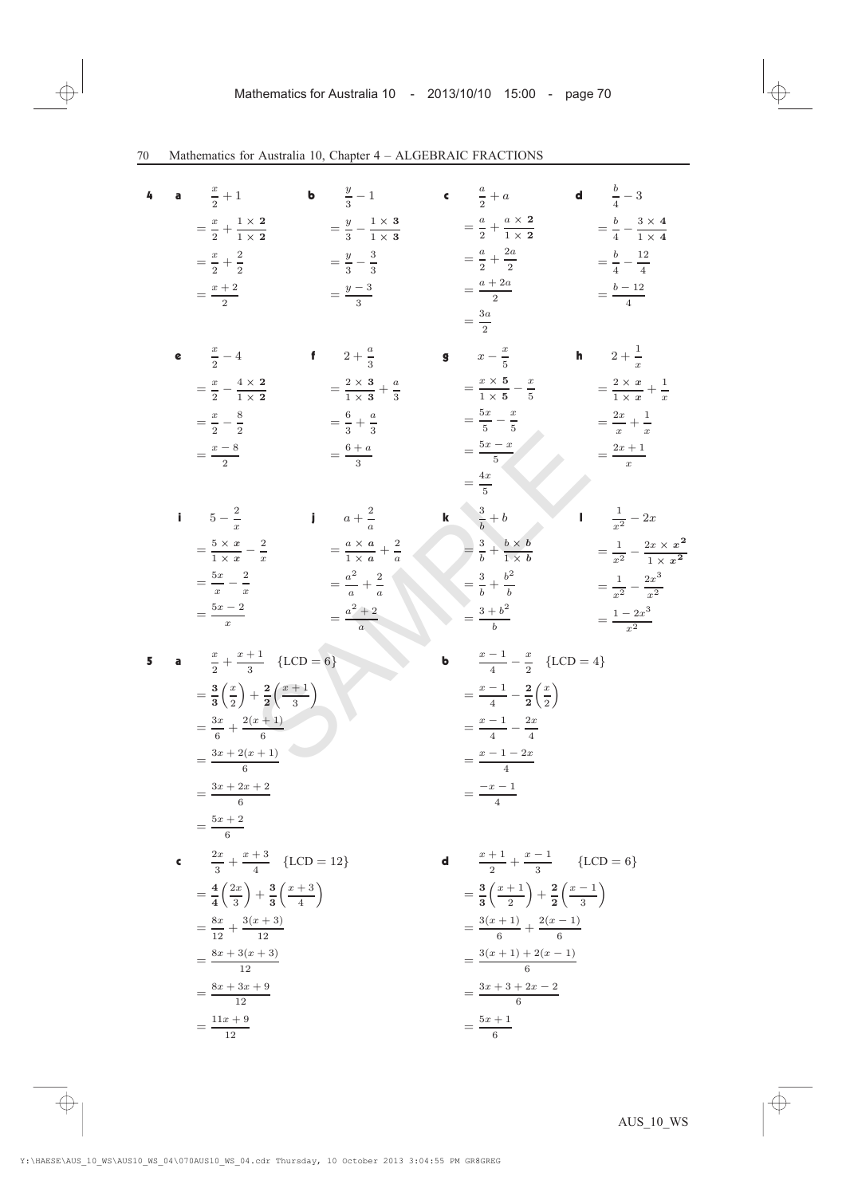**4** **a** $\frac{x}{2}+1$
$= \frac{x}{2}+\frac{1\times \mathbf{2}}{1\times \mathbf{2}}$
$= \frac{x}{2}+\frac{2}{2}$
$= \frac{x+2}{2}$

**b** $\frac{y}{3}-1$
$= \frac{y}{3}-\frac{1\times \mathbf{3}}{1\times \mathbf{3}}$
$= \frac{y}{3}-\frac{3}{3}$
$= \frac{y-3}{3}$

**c** $\frac{a}{2}+a$
$= \frac{a}{2}+\frac{a\times \mathbf{2}}{1\times \mathbf{2}}$
$= \frac{a}{2}+\frac{2a}{2}$
$= \frac{a+2a}{2}$
$= \frac{3a}{2}$

**d** $\frac{b}{4}-3$
$= \frac{b}{4}-\frac{3\times \mathbf{4}}{1\times \mathbf{4}}$
$= \frac{b}{4}-\frac{12}{4}$
$= \frac{b-12}{4}$

**e** $\frac{x}{2}-4$
$= \frac{x}{2}-\frac{4\times \mathbf{2}}{1\times \mathbf{2}}$
$= \frac{x}{2}-\frac{8}{2}$
$= \frac{x-8}{2}$

**f** $2+\frac{a}{3}$
$= \frac{2\times \mathbf{3}}{1\times \mathbf{3}}+\frac{a}{3}$
$= \frac{6}{3}+\frac{a}{3}$
$= \frac{6+a}{3}$

**g** $x-\frac{x}{5}$
$= \frac{x\times \mathbf{5}}{1\times \mathbf{5}}-\frac{x}{5}$
$= \frac{5x}{5}-\frac{x}{5}$
$= \frac{5x-x}{5}$
$= \frac{4x}{5}$

**h** $2+\frac{1}{x}$
$= \frac{2\times \boldsymbol{x}}{1\times \boldsymbol{x}}+\frac{1}{x}$
$= \frac{2x}{x}+\frac{1}{x}$
$= \frac{2x+1}{x}$

**i** $5-\frac{2}{x}$
$= \frac{5\times \boldsymbol{x}}{1\times \boldsymbol{x}}-\frac{2}{x}$
$= \frac{5x}{x}-\frac{2}{x}$
$= \frac{5x-2}{x}$

**j** $a+\frac{2}{a}$
$= \frac{a\times \boldsymbol{a}}{1\times \boldsymbol{a}}+\frac{2}{a}$
$= \frac{a^2}{a}+\frac{2}{a}$
$= \frac{a^2+2}{a}$

**k** $\frac{3}{b}+b$
$= \frac{3}{b}+\frac{b\times \boldsymbol{b}}{1\times \boldsymbol{b}}$
$= \frac{3}{b}+\frac{b^2}{b}$
$= \frac{3+b^2}{b}$

**l** $\frac{1}{x^2}-2x$
$= \frac{1}{x^2}-\frac{2x\times \boldsymbol{x^2}}{1\times \boldsymbol{x^2}}$
$= \frac{1}{x^2}-\frac{2x^3}{x^2}$
$= \frac{1-2x^3}{x^2}$

**5** **a** $\frac{x}{2}+\frac{x+1}{3}$ {LCD = 6}
$= \frac{\mathbf{3}}{\mathbf{3}}\left(\frac{x}{2}\right)+\frac{\mathbf{2}}{\mathbf{2}}\left(\frac{x+1}{3}\right)$
$= \frac{3x}{6}+\frac{2(x+1)}{6}$
$= \frac{3x+2(x+1)}{6}$
$= \frac{3x+2x+2}{6}$
$= \frac{5x+2}{6}$

**b** $\frac{x-1}{4}-\frac{x}{2}$ {LCD = 4}
$= \frac{x-1}{4}-\frac{\mathbf{2}}{\mathbf{2}}\left(\frac{x}{2}\right)$
$= \frac{x-1}{4}-\frac{2x}{4}$
$= \frac{x-1-2x}{4}$
$= \frac{-x-1}{4}$

**c** $\frac{2x}{3}+\frac{x+3}{4}$ {LCD = 12}
$= \frac{\mathbf{4}}{\mathbf{4}}\left(\frac{2x}{3}\right)+\frac{\mathbf{3}}{\mathbf{3}}\left(\frac{x+3}{4}\right)$
$= \frac{8x}{12}+\frac{3(x+3)}{12}$
$= \frac{8x+3(x+3)}{12}$
$= \frac{8x+3x+9}{12}$
$= \frac{11x+9}{12}$

**d** $\frac{x+1}{2}+\frac{x-1}{3}$ {LCD = 6}
$= \frac{\mathbf{3}}{\mathbf{3}}\left(\frac{x+1}{2}\right)+\frac{\mathbf{2}}{\mathbf{2}}\left(\frac{x-1}{3}\right)$
$= \frac{3(x+1)}{6}+\frac{2(x-1)}{6}$
$= \frac{3(x+1)+2(x-1)}{6}$
$= \frac{3x+3+2x-2}{6}$
$= \frac{5x+1}{6}$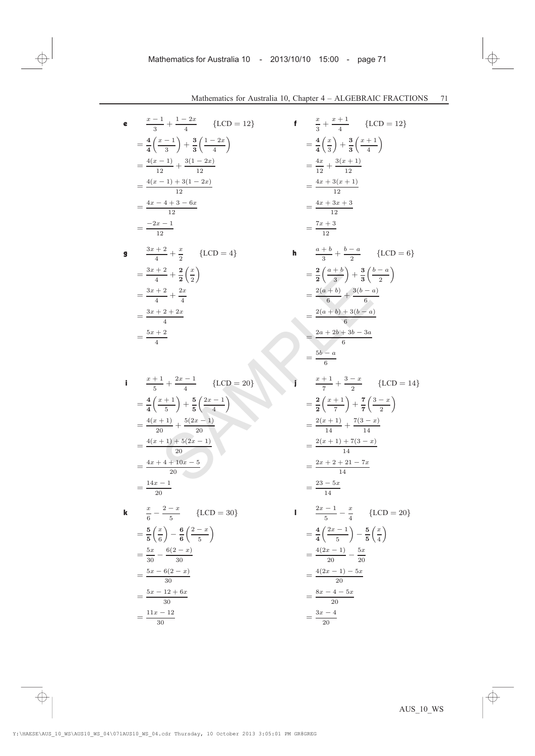**e** $\quad \dfrac{x-1}{3} + \dfrac{1-2x}{4} \qquad \{\text{LCD} = 12\}$

$$= \frac{\mathbf{4}}{\mathbf{4}}\left(\frac{x-1}{3}\right) + \frac{\mathbf{3}}{\mathbf{3}}\left(\frac{1-2x}{4}\right)$$

$$= \frac{4(x-1)}{12} + \frac{3(1-2x)}{12}$$

$$= \frac{4(x-1)+3(1-2x)}{12}$$

$$= \frac{4x-4+3-6x}{12}$$

$$= \frac{-2x-1}{12}$$

**f** $\quad \dfrac{x}{3} + \dfrac{x+1}{4} \qquad \{\text{LCD} = 12\}$

$$= \frac{\mathbf{4}}{\mathbf{4}}\left(\frac{x}{3}\right) + \frac{\mathbf{3}}{\mathbf{3}}\left(\frac{x+1}{4}\right)$$

$$= \frac{4x}{12} + \frac{3(x+1)}{12}$$

$$= \frac{4x+3(x+1)}{12}$$

$$= \frac{4x+3x+3}{12}$$

$$= \frac{7x+3}{12}$$

**g** $\quad \dfrac{3x+2}{4} + \dfrac{x}{2} \qquad \{\text{LCD} = 4\}$

$$= \frac{3x+2}{4} + \frac{\mathbf{2}}{\mathbf{2}}\left(\frac{x}{2}\right)$$

$$= \frac{3x+2}{4} + \frac{2x}{4}$$

$$= \frac{3x+2+2x}{4}$$

$$= \frac{5x+2}{4}$$

**h** $\quad \dfrac{a+b}{3} + \dfrac{b-a}{2} \qquad \{\text{LCD} = 6\}$

$$= \frac{\mathbf{2}}{\mathbf{2}}\left(\frac{a+b}{3}\right) + \frac{\mathbf{3}}{\mathbf{3}}\left(\frac{b-a}{2}\right)$$

$$= \frac{2(a+b)}{6} + \frac{3(b-a)}{6}$$

$$= \frac{2(a+b)+3(b-a)}{6}$$

$$= \frac{2a+2b+3b-3a}{6}$$

$$= \frac{5b-a}{6}$$

**i** $\quad \dfrac{x+1}{5} + \dfrac{2x-1}{4} \qquad \{\text{LCD} = 20\}$

$$= \frac{\mathbf{4}}{\mathbf{4}}\left(\frac{x+1}{5}\right) + \frac{\mathbf{5}}{\mathbf{5}}\left(\frac{2x-1}{4}\right)$$

$$= \frac{4(x+1)}{20} + \frac{5(2x-1)}{20}$$

$$= \frac{4(x+1)+5(2x-1)}{20}$$

$$= \frac{4x+4+10x-5}{20}$$

$$= \frac{14x-1}{20}$$

**j** $\quad \dfrac{x+1}{7} + \dfrac{3-x}{2} \qquad \{\text{LCD} = 14\}$

$$= \frac{\mathbf{2}}{\mathbf{2}}\left(\frac{x+1}{7}\right) + \frac{\mathbf{7}}{\mathbf{7}}\left(\frac{3-x}{2}\right)$$

$$= \frac{2(x+1)}{14} + \frac{7(3-x)}{14}$$

$$= \frac{2(x+1)+7(3-x)}{14}$$

$$= \frac{2x+2+21-7x}{14}$$

$$= \frac{23-5x}{14}$$

**k** $\quad \dfrac{x}{6} - \dfrac{2-x}{5} \qquad \{\text{LCD} = 30\}$

$$= \frac{\mathbf{5}}{\mathbf{5}}\left(\frac{x}{6}\right) - \frac{\mathbf{6}}{\mathbf{6}}\left(\frac{2-x}{5}\right)$$

$$= \frac{5x}{30} - \frac{6(2-x)}{30}$$

$$= \frac{5x-6(2-x)}{30}$$

$$= \frac{5x-12+6x}{30}$$

$$= \frac{11x-12}{30}$$

**l** $\quad \dfrac{2x-1}{5} - \dfrac{x}{4} \qquad \{\text{LCD} = 20\}$

$$= \frac{\mathbf{4}}{\mathbf{4}}\left(\frac{2x-1}{5}\right) - \frac{\mathbf{5}}{\mathbf{5}}\left(\frac{x}{4}\right)$$

$$= \frac{4(2x-1)}{20} - \frac{5x}{20}$$

$$= \frac{4(2x-1)-5x}{20}$$

$$= \frac{8x-4-5x}{20}$$

$$= \frac{3x-4}{20}$$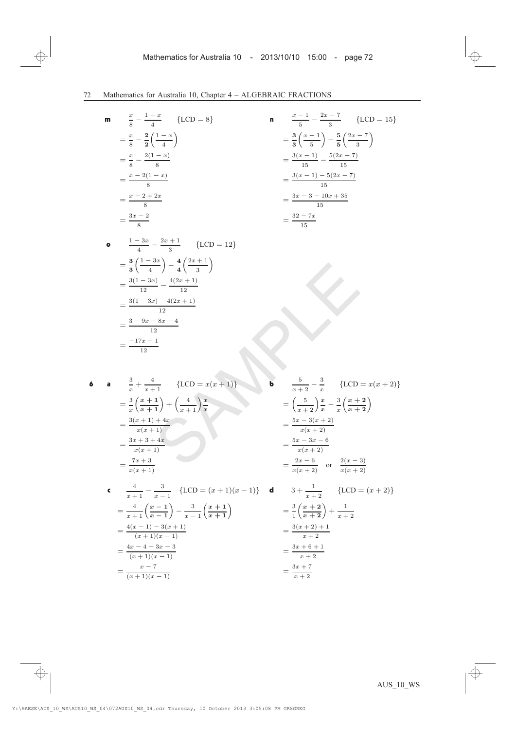**m**
$$\frac{x}{8} - \frac{1-x}{4} \qquad \{\text{LCD} = 8\}$$
$$= \frac{x}{8} - \frac{\mathbf{2}}{\mathbf{2}}\left(\frac{1-x}{4}\right)$$
$$= \frac{x}{8} - \frac{2(1-x)}{8}$$
$$= \frac{x-2(1-x)}{8}$$
$$= \frac{x-2+2x}{8}$$
$$= \frac{3x-2}{8}$$

**n**
$$\frac{x-1}{5} - \frac{2x-7}{3} \qquad \{\text{LCD} = 15\}$$
$$= \frac{\mathbf{3}}{\mathbf{3}}\left(\frac{x-1}{5}\right) - \frac{\mathbf{5}}{\mathbf{5}}\left(\frac{2x-7}{3}\right)$$
$$= \frac{3(x-1)}{15} - \frac{5(2x-7)}{15}$$
$$= \frac{3(x-1)-5(2x-7)}{15}$$
$$= \frac{3x-3-10x+35}{15}$$
$$= \frac{32-7x}{15}$$

**o**
$$\frac{1-3x}{4} - \frac{2x+1}{3} \qquad \{\text{LCD} = 12\}$$
$$= \frac{\mathbf{3}}{\mathbf{3}}\left(\frac{1-3x}{4}\right) - \frac{\mathbf{4}}{\mathbf{4}}\left(\frac{2x+1}{3}\right)$$
$$= \frac{3(1-3x)}{12} - \frac{4(2x+1)}{12}$$
$$= \frac{3(1-3x)-4(2x+1)}{12}$$
$$= \frac{3-9x-8x-4}{12}$$
$$= \frac{-17x-1}{12}$$

**6** **a**
$$\frac{3}{x} + \frac{4}{x+1} \qquad \{\text{LCD} = x(x+1)\}$$
$$= \frac{3}{x}\left(\frac{\boldsymbol{x+1}}{\boldsymbol{x+1}}\right) + \left(\frac{4}{x+1}\right)\frac{\boldsymbol{x}}{\boldsymbol{x}}$$
$$= \frac{3(x+1)+4x}{x(x+1)}$$
$$= \frac{3x+3+4x}{x(x+1)}$$
$$= \frac{7x+3}{x(x+1)}$$

**b**
$$\frac{5}{x+2} - \frac{3}{x} \qquad \{\text{LCD} = x(x+2)\}$$
$$= \left(\frac{5}{x+2}\right)\frac{\boldsymbol{x}}{\boldsymbol{x}} - \frac{3}{x}\left(\frac{\boldsymbol{x+2}}{\boldsymbol{x+2}}\right)$$
$$= \frac{5x-3(x+2)}{x(x+2)}$$
$$= \frac{5x-3x-6}{x(x+2)}$$
$$= \frac{2x-6}{x(x+2)} \quad \text{or} \quad \frac{2(x-3)}{x(x+2)}$$

**c**
$$\frac{4}{x+1} - \frac{3}{x-1} \qquad \{\text{LCD} = (x+1)(x-1)\}$$
$$= \frac{4}{x+1}\left(\frac{\boldsymbol{x-1}}{\boldsymbol{x-1}}\right) - \frac{3}{x-1}\left(\frac{\boldsymbol{x+1}}{\boldsymbol{x+1}}\right)$$
$$= \frac{4(x-1)-3(x+1)}{(x+1)(x-1)}$$
$$= \frac{4x-4-3x-3}{(x+1)(x-1)}$$
$$= \frac{x-7}{(x+1)(x-1)}$$

**d**
$$3 + \frac{1}{x+2} \qquad \{\text{LCD} = (x+2)\}$$
$$= \frac{3}{1}\left(\frac{\boldsymbol{x+2}}{\boldsymbol{x+2}}\right) + \frac{1}{x+2}$$
$$= \frac{3(x+2)+1}{x+2}$$
$$= \frac{3x+6+1}{x+2}$$
$$= \frac{3x+7}{x+2}$$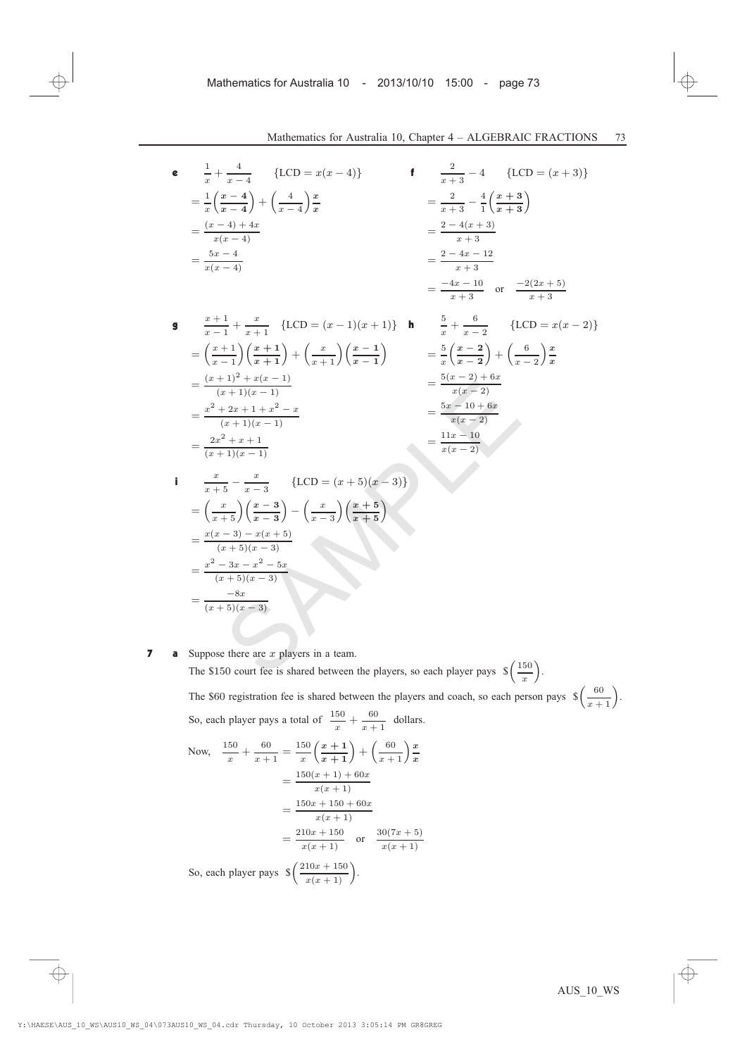**e** $\dfrac{1}{x} + \dfrac{4}{x-4}$ $\quad$ {LCD $= x(x-4)$}

$= \dfrac{1}{x}\left(\dfrac{x-4}{x-4}\right) + \left(\dfrac{4}{x-4}\right)\dfrac{x}{x}$

$= \dfrac{(x-4)+4x}{x(x-4)}$

$= \dfrac{5x-4}{x(x-4)}$

**f** $\dfrac{2}{x+3} - 4$ $\quad$ {LCD $= (x+3)$}

$= \dfrac{2}{x+3} - \dfrac{4}{1}\left(\dfrac{x+3}{x+3}\right)$

$= \dfrac{2-4(x+3)}{x+3}$

$= \dfrac{2-4x-12}{x+3}$

$= \dfrac{-4x-10}{x+3}$ or $\dfrac{-2(2x+5)}{x+3}$

**g** $\dfrac{x+1}{x-1} + \dfrac{x}{x+1}$ $\quad$ {LCD $= (x-1)(x+1)$}

$= \left(\dfrac{x+1}{x-1}\right)\left(\dfrac{x+1}{x+1}\right) + \left(\dfrac{x}{x+1}\right)\left(\dfrac{x-1}{x-1}\right)$

$= \dfrac{(x+1)^2 + x(x-1)}{(x+1)(x-1)}$

$= \dfrac{x^2+2x+1+x^2-x}{(x+1)(x-1)}$

$= \dfrac{2x^2+x+1}{(x+1)(x-1)}$

**h** $\dfrac{5}{x} + \dfrac{6}{x-2}$ $\quad$ {LCD $= x(x-2)$}

$= \dfrac{5}{x}\left(\dfrac{x-2}{x-2}\right) + \left(\dfrac{6}{x-2}\right)\dfrac{x}{x}$

$= \dfrac{5(x-2)+6x}{x(x-2)}$

$= \dfrac{5x-10+6x}{x(x-2)}$

$= \dfrac{11x-10}{x(x-2)}$

**i** $\dfrac{x}{x+5} - \dfrac{x}{x-3}$ $\quad$ {LCD $= (x+5)(x-3)$}

$= \left(\dfrac{x}{x+5}\right)\left(\dfrac{x-3}{x-3}\right) - \left(\dfrac{x}{x-3}\right)\left(\dfrac{x+5}{x+5}\right)$

$= \dfrac{x(x-3)-x(x+5)}{(x+5)(x-3)}$

$= \dfrac{x^2-3x-x^2-5x}{(x+5)(x-3)}$

$= \dfrac{-8x}{(x+5)(x-3)}$

**7** **a** Suppose there are $x$ players in a team.

The \$150 court fee is shared between the players, so each player pays $\$\left(\dfrac{150}{x}\right)$.

The \$60 registration fee is shared between the players and coach, so each person pays $\$\left(\dfrac{60}{x+1}\right)$.

So, each player pays a total of $\dfrac{150}{x} + \dfrac{60}{x+1}$ dollars.

Now, $\dfrac{150}{x} + \dfrac{60}{x+1} = \dfrac{150}{x}\left(\dfrac{x+1}{x+1}\right) + \left(\dfrac{60}{x+1}\right)\dfrac{x}{x}$

$= \dfrac{150(x+1)+60x}{x(x+1)}$

$= \dfrac{150x+150+60x}{x(x+1)}$

$= \dfrac{210x+150}{x(x+1)}$ or $\dfrac{30(7x+5)}{x(x+1)}$

So, each player pays $\$\left(\dfrac{210x+150}{x(x+1)}\right)$.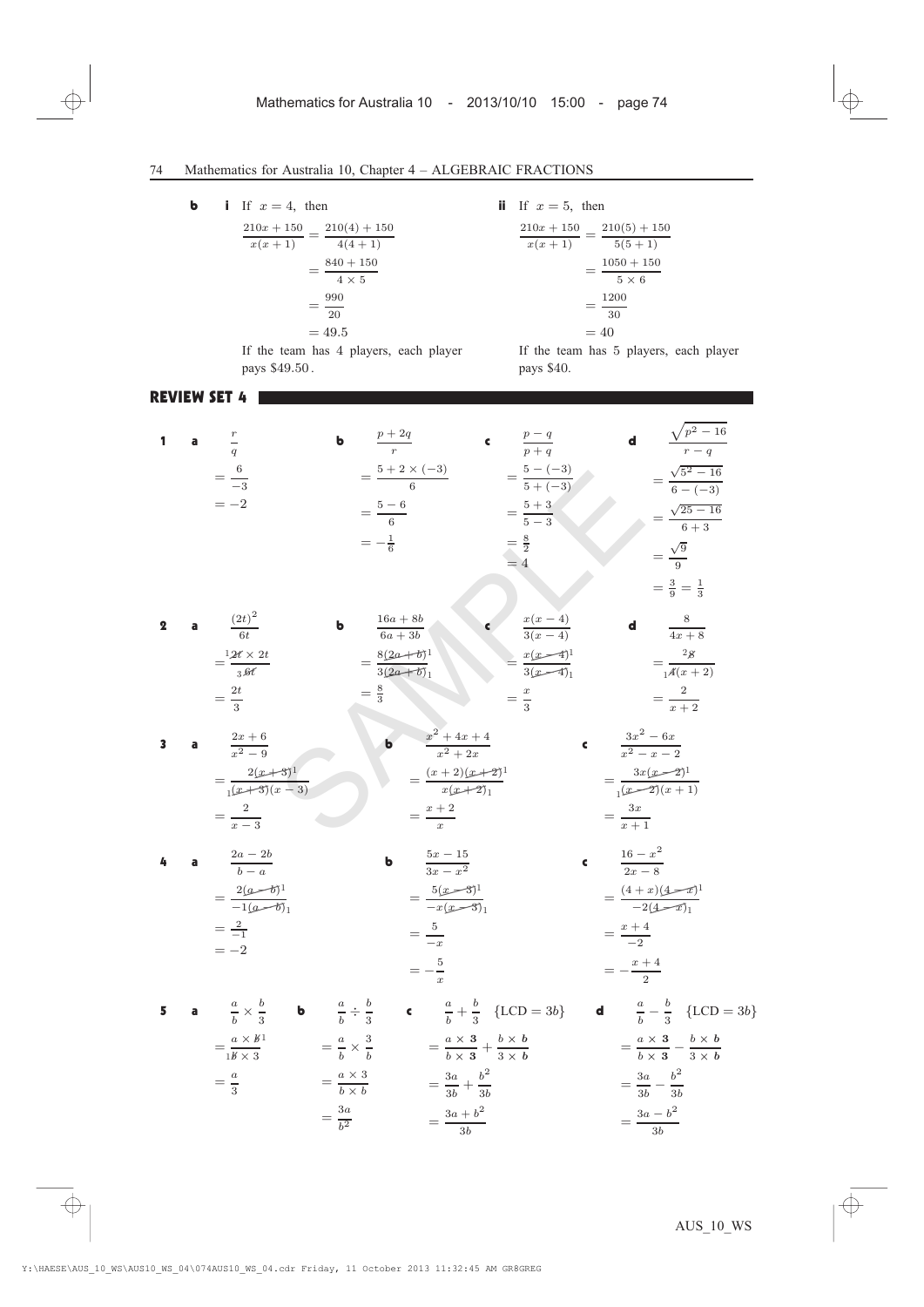**b** **i** If $x = 4$, then

$$\frac{210x+150}{x(x+1)} = \frac{210(4)+150}{4(4+1)}$$
$$= \frac{840+150}{4 \times 5}$$
$$= \frac{990}{20}$$
$$= 49.5$$

If the team has 4 players, each player pays \$49.50.

**ii** If $x = 5$, then

$$\frac{210x+150}{x(x+1)} = \frac{210(5)+150}{5(5+1)}$$
$$= \frac{1050+150}{5 \times 6}$$
$$= \frac{1200}{30}$$
$$= 40$$

If the team has 5 players, each player pays \$40.

## REVIEW SET 4

**1** **a**
$$\frac{r}{q} = \frac{6}{-3} = -2$$

**b**
$$\frac{p+2q}{r} = \frac{5+2\times(-3)}{6} = \frac{5-6}{6} = -\tfrac{1}{6}$$

**c**
$$\frac{p-q}{p+q} = \frac{5-(-3)}{5+(-3)} = \frac{5+3}{5-3} = \tfrac{8}{2} = 4$$

**d**
$$\frac{\sqrt{p^2-16}}{r-q} = \frac{\sqrt{5^2-16}}{6-(-3)} = \frac{\sqrt{25-16}}{6+3} = \frac{\sqrt{9}}{9} = \tfrac{3}{9} = \tfrac{1}{3}$$

**2** **a**
$$\frac{(2t)^2}{6t} = \frac{{}^{1}\cancel{2t} \times 2t}{{}_{3}\cancel{6t}} = \tfrac{2t}{3}$$

**b**
$$\frac{16a+8b}{6a+3b} = \frac{8\cancel{(2a+b)}^1}{3\cancel{(2a+b)}_1} = \tfrac{8}{3}$$

**c**
$$\frac{x(x-4)}{3(x-4)} = \frac{x\cancel{(x-4)}^1}{3\cancel{(x-4)}_1} = \tfrac{x}{3}$$

**d**
$$\frac{8}{4x+8} = \frac{{}^{2}\cancel{8}}{{}_{1}\cancel{4}(x+2)} = \frac{2}{x+2}$$

**3** **a**
$$\frac{2x+6}{x^2-9} = \frac{2\cancel{(x+3)}^1}{{}_1\cancel{(x+3)}(x-3)} = \frac{2}{x-3}$$

**b**
$$\frac{x^2+4x+4}{x^2+2x} = \frac{(x+2)\cancel{(x+2)}^1}{x\cancel{(x+2)}_1} = \frac{x+2}{x}$$

**c**
$$\frac{3x^2-6x}{x^2-x-2} = \frac{3x\cancel{(x-2)}^1}{{}_1\cancel{(x-2)}(x+1)} = \frac{3x}{x+1}$$

**4** **a**
$$\frac{2a-2b}{b-a} = \frac{2\cancel{(a-b)}^1}{-1\cancel{(a-b)}_1} = \tfrac{2}{-1} = -2$$

**b**
$$\frac{5x-15}{3x-x^2} = \frac{5\cancel{(x-3)}^1}{-x\cancel{(x-3)}_1} = \frac{5}{-x} = -\frac{5}{x}$$

**c**
$$\frac{16-x^2}{2x-8} = \frac{(4+x)\cancel{(4-x)}^1}{-2\cancel{(4-x)}_1} = \frac{x+4}{-2} = -\frac{x+4}{2}$$

**5** **a**
$$\frac{a}{b} \times \frac{b}{3} = \frac{a \times \cancel{b}^1}{{}_1\cancel{b} \times 3} = \frac{a}{3}$$

**b**
$$\frac{a}{b} \div \frac{b}{3} = \frac{a}{b} \times \frac{3}{b} = \frac{a \times 3}{b \times b} = \frac{3a}{b^2}$$

**c** $\{\text{LCD} = 3b\}$
$$\frac{a}{b} + \frac{b}{3} = \frac{a \times \mathbf{3}}{b \times \mathbf{3}} + \frac{b \times \boldsymbol{b}}{3 \times \boldsymbol{b}} = \frac{3a}{3b} + \frac{b^2}{3b} = \frac{3a+b^2}{3b}$$

**d** $\{\text{LCD} = 3b\}$
$$\frac{a}{b} - \frac{b}{3} = \frac{a \times \mathbf{3}}{b \times \mathbf{3}} - \frac{b \times \boldsymbol{b}}{3 \times \boldsymbol{b}} = \frac{3a}{3b} - \frac{b^2}{3b} = \frac{3a-b^2}{3b}$$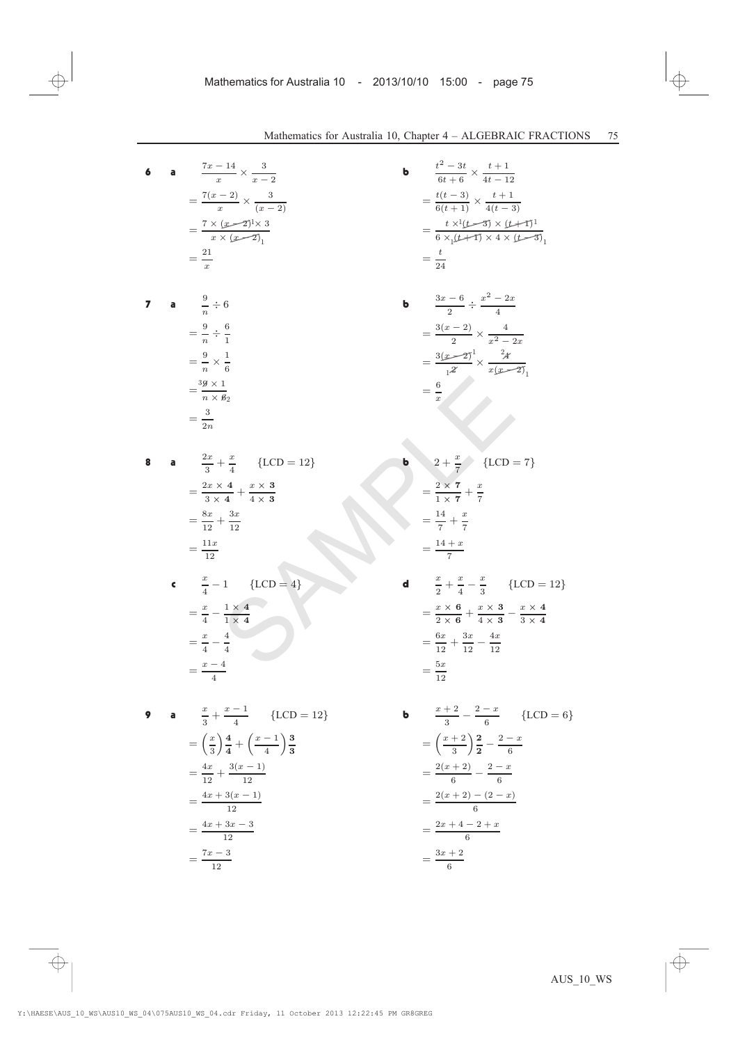**6** **a**

$$\frac{7x-14}{x} \times \frac{3}{x-2}$$
$$= \frac{7(x-2)}{x} \times \frac{3}{(x-2)}$$
$$= \frac{7 \times (x-2)^1 \times 3}{x \times (x-2)_1}$$
$$= \frac{21}{x}$$

**b**

$$\frac{t^2-3t}{6t+6} \times \frac{t+1}{4t-12}$$
$$= \frac{t(t-3)}{6(t+1)} \times \frac{t+1}{4(t-3)}$$
$$= \frac{t \times {}^1(t-3) \times (t+1)^1}{6 \times {}_1(t+1) \times 4 \times (t-3)_1}$$
$$= \frac{t}{24}$$

**7** **a**

$$\frac{9}{n} \div 6$$
$$= \frac{9}{n} \div \frac{6}{1}$$
$$= \frac{9}{n} \times \frac{1}{6}$$
$$= \frac{{}^3 9 \times 1}{n \times 6_2}$$
$$= \frac{3}{2n}$$

**b**

$$\frac{3x-6}{2} \div \frac{x^2-2x}{4}$$
$$= \frac{3(x-2)}{2} \times \frac{4}{x^2-2x}$$
$$= \frac{3(x-2)^1}{{}_1 2} \times \frac{{}^2 4}{x(x-2)_1}$$
$$= \frac{6}{x}$$

**8** **a**

$$\frac{2x}{3} + \frac{x}{4} \qquad \{\text{LCD} = 12\}$$
$$= \frac{2x \times \mathbf{4}}{3 \times \mathbf{4}} + \frac{x \times \mathbf{3}}{4 \times \mathbf{3}}$$
$$= \frac{8x}{12} + \frac{3x}{12}$$
$$= \frac{11x}{12}$$

**b**

$$2 + \frac{x}{7} \qquad \{\text{LCD} = 7\}$$
$$= \frac{2 \times \mathbf{7}}{1 \times \mathbf{7}} + \frac{x}{7}$$
$$= \frac{14}{7} + \frac{x}{7}$$
$$= \frac{14+x}{7}$$

**c**

$$\frac{x}{4} - 1 \qquad \{\text{LCD} = 4\}$$
$$= \frac{x}{4} - \frac{1 \times \mathbf{4}}{1 \times \mathbf{4}}$$
$$= \frac{x}{4} - \frac{4}{4}$$
$$= \frac{x-4}{4}$$

**d**

$$\frac{x}{2} + \frac{x}{4} - \frac{x}{3} \qquad \{\text{LCD} = 12\}$$
$$= \frac{x \times \mathbf{6}}{2 \times \mathbf{6}} + \frac{x \times \mathbf{3}}{4 \times \mathbf{3}} - \frac{x \times \mathbf{4}}{3 \times \mathbf{4}}$$
$$= \frac{6x}{12} + \frac{3x}{12} - \frac{4x}{12}$$
$$= \frac{5x}{12}$$

**9** **a**

$$\frac{x}{3} + \frac{x-1}{4} \qquad \{\text{LCD} = 12\}$$
$$= \left(\frac{x}{3}\right)\frac{\mathbf{4}}{\mathbf{4}} + \left(\frac{x-1}{4}\right)\frac{\mathbf{3}}{\mathbf{3}}$$
$$= \frac{4x}{12} + \frac{3(x-1)}{12}$$
$$= \frac{4x+3(x-1)}{12}$$
$$= \frac{4x+3x-3}{12}$$
$$= \frac{7x-3}{12}$$

**b**

$$\frac{x+2}{3} - \frac{2-x}{6} \qquad \{\text{LCD} = 6\}$$
$$= \left(\frac{x+2}{3}\right)\frac{\mathbf{2}}{\mathbf{2}} - \frac{2-x}{6}$$
$$= \frac{2(x+2)}{6} - \frac{2-x}{6}$$
$$= \frac{2(x+2)-(2-x)}{6}$$
$$= \frac{2x+4-2+x}{6}$$
$$= \frac{3x+2}{6}$$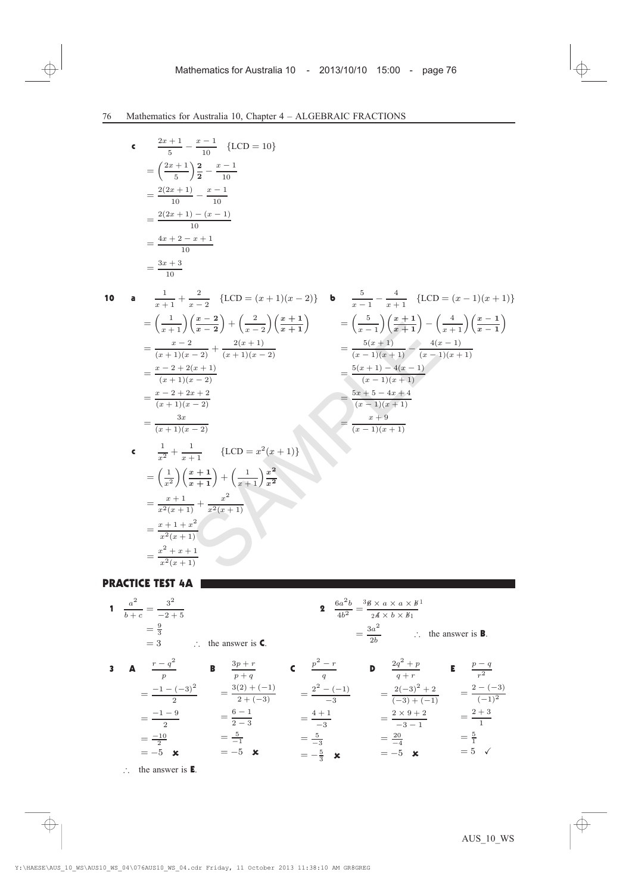**c** $\dfrac{2x+1}{5} - \dfrac{x-1}{10}$ $\{\text{LCD} = 10\}$

$= \left(\dfrac{2x+1}{5}\right)\dfrac{\mathbf{2}}{\mathbf{2}} - \dfrac{x-1}{10}$

$= \dfrac{2(2x+1)}{10} - \dfrac{x-1}{10}$

$= \dfrac{2(2x+1)-(x-1)}{10}$

$= \dfrac{4x+2-x+1}{10}$

$= \dfrac{3x+3}{10}$

**10** **a** $\dfrac{1}{x+1} + \dfrac{2}{x-2}$ $\{\text{LCD} = (x+1)(x-2)\}$

$= \left(\dfrac{1}{x+1}\right)\left(\dfrac{\boldsymbol{x-2}}{\boldsymbol{x-2}}\right) + \left(\dfrac{2}{x-2}\right)\left(\dfrac{\boldsymbol{x+1}}{\boldsymbol{x+1}}\right)$

$= \dfrac{x-2}{(x+1)(x-2)} + \dfrac{2(x+1)}{(x+1)(x-2)}$

$= \dfrac{x-2+2(x+1)}{(x+1)(x-2)}$

$= \dfrac{x-2+2x+2}{(x+1)(x-2)}$

$= \dfrac{3x}{(x+1)(x-2)}$

**b** $\dfrac{5}{x-1} - \dfrac{4}{x+1}$ $\{\text{LCD} = (x-1)(x+1)\}$

$= \left(\dfrac{5}{x-1}\right)\left(\dfrac{\boldsymbol{x+1}}{\boldsymbol{x+1}}\right) - \left(\dfrac{4}{x+1}\right)\left(\dfrac{\boldsymbol{x-1}}{\boldsymbol{x-1}}\right)$

$= \dfrac{5(x+1)}{(x-1)(x+1)} - \dfrac{4(x-1)}{(x-1)(x+1)}$

$= \dfrac{5(x+1)-4(x-1)}{(x-1)(x+1)}$

$= \dfrac{5x+5-4x+4}{(x-1)(x+1)}$

$= \dfrac{x+9}{(x-1)(x+1)}$

**c** $\dfrac{1}{x^2} + \dfrac{1}{x+1}$ $\{\text{LCD} = x^2(x+1)\}$

$= \left(\dfrac{1}{x^2}\right)\left(\dfrac{\boldsymbol{x+1}}{\boldsymbol{x+1}}\right) + \left(\dfrac{1}{x+1}\right)\dfrac{\boldsymbol{x^2}}{\boldsymbol{x^2}}$

$= \dfrac{x+1}{x^2(x+1)} + \dfrac{x^2}{x^2(x+1)}$

$= \dfrac{x+1+x^2}{x^2(x+1)}$

$= \dfrac{x^2+x+1}{x^2(x+1)}$

## PRACTICE TEST 4A

**1** $\dfrac{a^2}{b+c} = \dfrac{3^2}{-2+5}$

$= \frac{9}{3}$

$= 3$ $\therefore$ the answer is **C**.

**2** $\dfrac{6a^2b}{4b^2} = \dfrac{{}^3\not{6} \times a \times a \times \not{b}^1}{{}_2\not{4} \times b \times \not{b}_1}$

$= \dfrac{3a^2}{2b}$ $\therefore$ the answer is **B**.

**3**

**A** $\dfrac{r-q^2}{p} = \dfrac{-1-(-3)^2}{2} = \dfrac{-1-9}{2} = \frac{-10}{2} = -5$ ✗

**B** $\dfrac{3p+r}{p+q} = \dfrac{3(2)+(-1)}{2+(-3)} = \dfrac{6-1}{2-3} = \frac{5}{-1} = -5$ ✗

**C** $\dfrac{p^2-r}{q} = \dfrac{2^2-(-1)}{-3} = \dfrac{4+1}{-3} = \frac{5}{-3} = -\frac{5}{3}$ ✗

**D** $\dfrac{2q^2+p}{q+r} = \dfrac{2(-3)^2+2}{(-3)+(-1)} = \dfrac{2\times9+2}{-3-1} = \frac{20}{-4} = -5$ ✗

**E** $\dfrac{p-q}{r^2} = \dfrac{2-(-3)}{(-1)^2} = \dfrac{2+3}{1} = \frac{5}{1} = 5$ ✓

$\therefore$ the answer is **E**.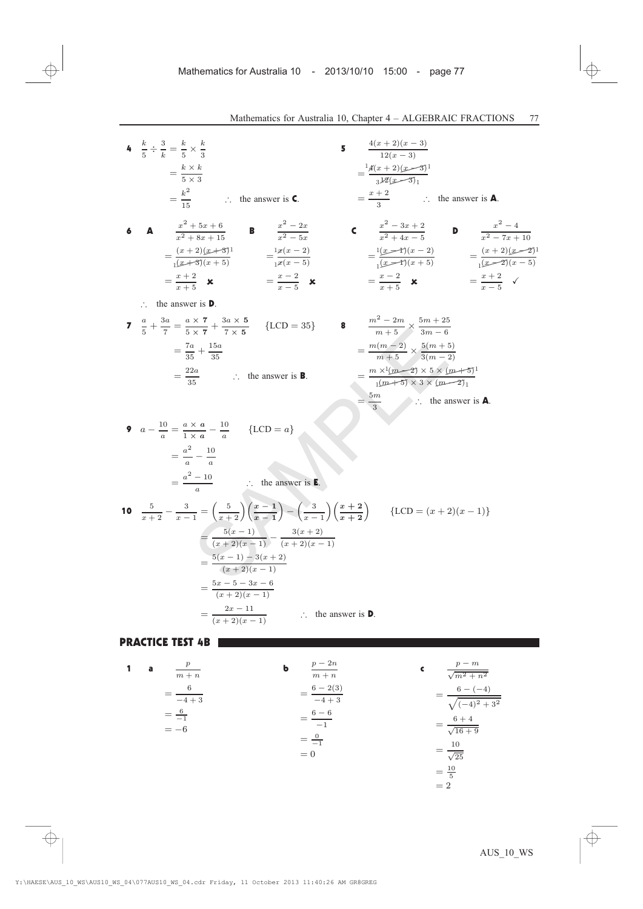**4** $\frac{k}{5} \div \frac{3}{k} = \frac{k}{5} \times \frac{k}{3}$

$= \frac{k \times k}{5 \times 3}$

$= \frac{k^2}{15}$ $\quad \therefore$ the answer is **C**.

**5** $\frac{4(x+2)(x-3)}{12(x-3)}$

$= \frac{{}^1\cancel{4}(x+2)\cancel{(x-3)}^1}{{}_3\cancel{12}\cancel{(x-3)}_1}$

$= \frac{x+2}{3}$ $\quad \therefore$ the answer is **A**.

**6** **A** $\frac{x^2+5x+6}{x^2+8x+15}$

$= \frac{(x+2)\cancel{(x+3)}^1}{{}_1\cancel{(x+3)}(x+5)}$

$= \frac{x+2}{x+5}$ ✗

**B** $\frac{x^2-2x}{x^2-5x}$

$= \frac{{}^1\cancel{x}(x-2)}{{}_1\cancel{x}(x-5)}$

$= \frac{x-2}{x-5}$ ✗

**C** $\frac{x^2-3x+2}{x^2+4x-5}$

$= \frac{{}^1\cancel{(x-1)}(x-2)}{{}_1\cancel{(x-1)}(x+5)}$

$= \frac{x-2}{x+5}$ ✗

**D** $\frac{x^2-4}{x^2-7x+10}$

$= \frac{(x+2)\cancel{(x-2)}^1}{{}_1\cancel{(x-2)}(x-5)}$

$= \frac{x+2}{x-5}$ ✓

$\therefore$ the answer is **D**.

**7** $\frac{a}{5} + \frac{3a}{7} = \frac{a \times \mathbf{7}}{5 \times \mathbf{7}} + \frac{3a \times \mathbf{5}}{7 \times \mathbf{5}}$ $\quad$ {LCD = 35}

$= \frac{7a}{35} + \frac{15a}{35}$

$= \frac{22a}{35}$ $\quad \therefore$ the answer is **B**.

**8** $\frac{m^2-2m}{m+5} \times \frac{5m+25}{3m-6}$

$= \frac{m(m-2)}{m+5} \times \frac{5(m+5)}{3(m-2)}$

$= \frac{m \times {}^1\cancel{(m-2)} \times 5 \times \cancel{(m+5)}^1}{{}_1\cancel{(m+5)} \times 3 \times \cancel{(m-2)}_1}$

$= \frac{5m}{3}$ $\quad \therefore$ the answer is **A**.

**9** $a - \frac{10}{a} = \frac{a \times \boldsymbol{a}}{1 \times \boldsymbol{a}} - \frac{10}{a}$ $\quad$ {LCD = $a$}

$= \frac{a^2}{a} - \frac{10}{a}$

$= \frac{a^2-10}{a}$ $\quad \therefore$ the answer is **E**.

**10** $\frac{5}{x+2} - \frac{3}{x-1} = \left(\frac{5}{x+2}\right)\left(\frac{\boldsymbol{x-1}}{\boldsymbol{x-1}}\right) - \left(\frac{3}{x-1}\right)\left(\frac{\boldsymbol{x+2}}{\boldsymbol{x+2}}\right)$ $\quad$ {LCD = $(x+2)(x-1)$}

$= \frac{5(x-1)}{(x+2)(x-1)} - \frac{3(x+2)}{(x+2)(x-1)}$

$= \frac{5(x-1)-3(x+2)}{(x+2)(x-1)}$

$= \frac{5x-5-3x-6}{(x+2)(x-1)}$

$= \frac{2x-11}{(x+2)(x-1)}$ $\quad \therefore$ the answer is **D**.

## PRACTICE TEST 4B

**1** **a** $\frac{p}{m+n}$

$= \frac{6}{-4+3}$

$= \frac{6}{-1}$

$= -6$

**b** $\frac{p-2n}{m+n}$

$= \frac{6-2(3)}{-4+3}$

$= \frac{6-6}{-1}$

$= \frac{0}{-1}$

$= 0$

**c** $\frac{p-m}{\sqrt{m^2+n^2}}$

$= \frac{6-(-4)}{\sqrt{(-4)^2+3^2}}$

$= \frac{6+4}{\sqrt{16+9}}$

$= \frac{10}{\sqrt{25}}$

$= \frac{10}{5}$

$= 2$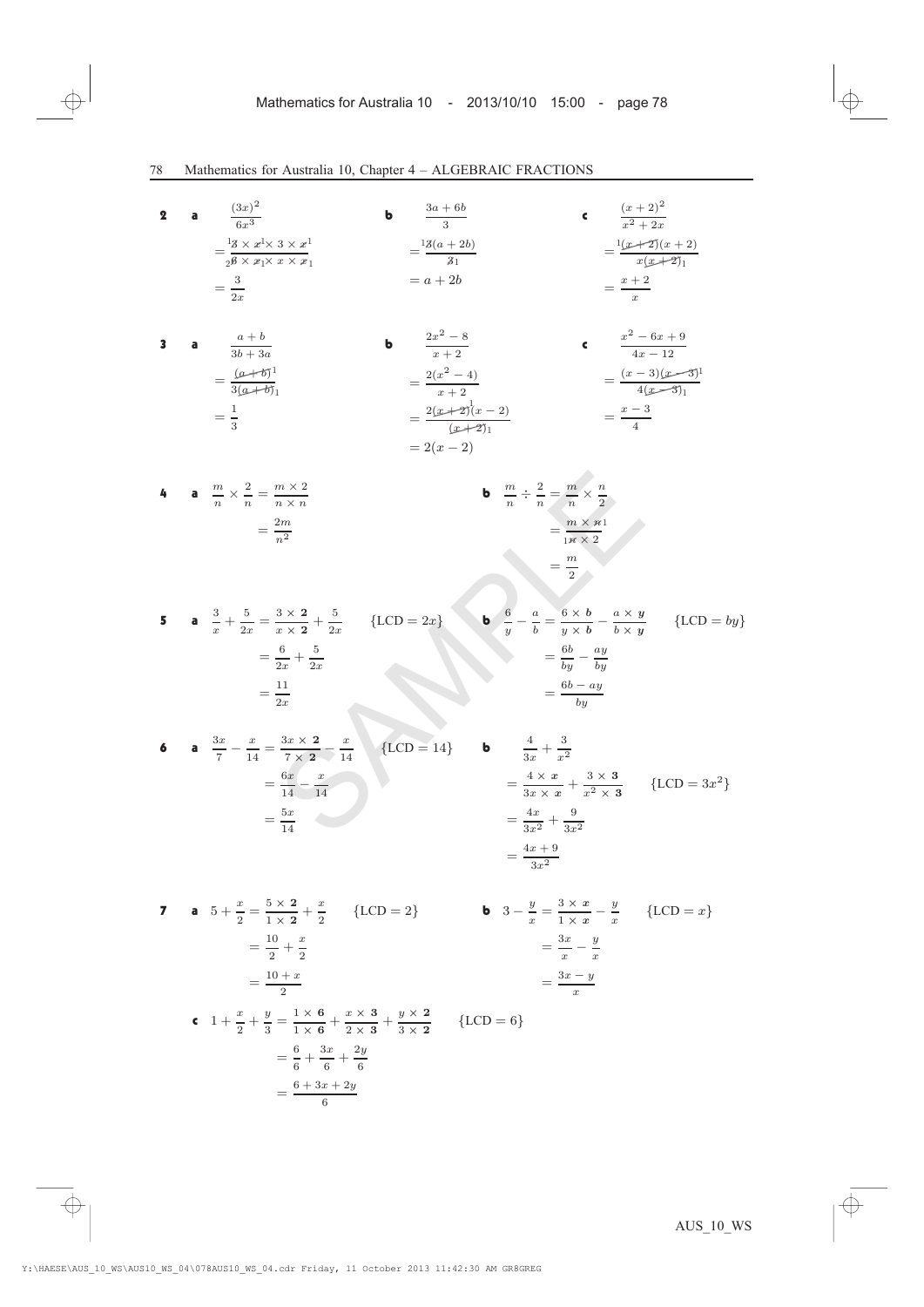**2** **a** $\dfrac{(3x)^2}{6x^3}$
$= \dfrac{{}^1\cancel{3} \times \cancel{x}^1 \times 3 \times \cancel{x}^1}{{}_2\cancel{6} \times \cancel{x}_1 \times x \times \cancel{x}_1}$
$= \dfrac{3}{2x}$

**b** $\dfrac{3a + 6b}{3}$
$= \dfrac{{}^1\cancel{3}(a + 2b)}{\cancel{3}_1}$
$= a + 2b$

**c** $\dfrac{(x+2)^2}{x^2 + 2x}$
$= \dfrac{{}^1\cancel{(x+2)}(x+2)}{x\cancel{(x+2)}_1}$
$= \dfrac{x+2}{x}$

**3** **a** $\dfrac{a+b}{3b+3a}$
$= \dfrac{\cancel{(a+b)}^1}{3\cancel{(a+b)}_1}$
$= \dfrac{1}{3}$

**b** $\dfrac{2x^2 - 8}{x+2}$
$= \dfrac{2(x^2 - 4)}{x+2}$
$= \dfrac{2\cancel{(x+2)}^1(x-2)}{\cancel{(x+2)}_1}$
$= 2(x-2)$

**c** $\dfrac{x^2 - 6x + 9}{4x - 12}$
$= \dfrac{(x-3)\cancel{(x-3)}^1}{4\cancel{(x-3)}_1}$
$= \dfrac{x-3}{4}$

**4** **a** $\dfrac{m}{n} \times \dfrac{2}{n} = \dfrac{m \times 2}{n \times n}$
$= \dfrac{2m}{n^2}$

**b** $\dfrac{m}{n} \div \dfrac{2}{n} = \dfrac{m}{n} \times \dfrac{n}{2}$
$= \dfrac{m \times \cancel{n}^1}{{}_1\cancel{n} \times 2}$
$= \dfrac{m}{2}$

**5** **a** $\dfrac{3}{x} + \dfrac{5}{2x} = \dfrac{3 \times \mathbf{2}}{x \times \mathbf{2}} + \dfrac{5}{2x} \qquad \{\text{LCD} = 2x\}$
$= \dfrac{6}{2x} + \dfrac{5}{2x}$
$= \dfrac{11}{2x}$

**b** $\dfrac{6}{y} - \dfrac{a}{b} = \dfrac{6 \times \boldsymbol{b}}{y \times \boldsymbol{b}} - \dfrac{a \times \boldsymbol{y}}{b \times \boldsymbol{y}} \qquad \{\text{LCD} = by\}$
$= \dfrac{6b}{by} - \dfrac{ay}{by}$
$= \dfrac{6b - ay}{by}$

**6** **a** $\dfrac{3x}{7} - \dfrac{x}{14} = \dfrac{3x \times \mathbf{2}}{7 \times \mathbf{2}} - \dfrac{x}{14} \qquad \{\text{LCD} = 14\}$
$= \dfrac{6x}{14} - \dfrac{x}{14}$
$= \dfrac{5x}{14}$

**b** $\dfrac{4}{3x} + \dfrac{3}{x^2}$
$= \dfrac{4 \times \boldsymbol{x}}{3x \times \boldsymbol{x}} + \dfrac{3 \times \mathbf{3}}{x^2 \times \mathbf{3}} \qquad \{\text{LCD} = 3x^2\}$
$= \dfrac{4x}{3x^2} + \dfrac{9}{3x^2}$
$= \dfrac{4x + 9}{3x^2}$

**7** **a** $5 + \dfrac{x}{2} = \dfrac{5 \times \mathbf{2}}{1 \times \mathbf{2}} + \dfrac{x}{2} \qquad \{\text{LCD} = 2\}$
$= \dfrac{10}{2} + \dfrac{x}{2}$
$= \dfrac{10 + x}{2}$

**b** $3 - \dfrac{y}{x} = \dfrac{3 \times \boldsymbol{x}}{1 \times \boldsymbol{x}} - \dfrac{y}{x} \qquad \{\text{LCD} = x\}$
$= \dfrac{3x}{x} - \dfrac{y}{x}$
$= \dfrac{3x - y}{x}$

**c** $1 + \dfrac{x}{2} + \dfrac{y}{3} = \dfrac{1 \times \mathbf{6}}{1 \times \mathbf{6}} + \dfrac{x \times \mathbf{3}}{2 \times \mathbf{3}} + \dfrac{y \times \mathbf{2}}{3 \times \mathbf{2}} \qquad \{\text{LCD} = 6\}$
$= \dfrac{6}{6} + \dfrac{3x}{6} + \dfrac{2y}{6}$
$= \dfrac{6 + 3x + 2y}{6}$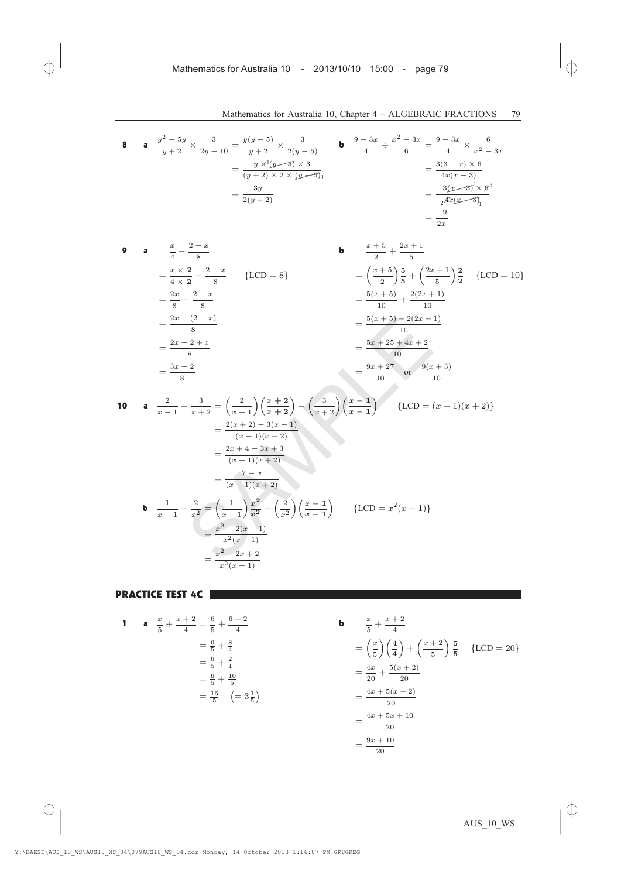**8** **a** $\dfrac{y^2-5y}{y+2} \times \dfrac{3}{2y-10} = \dfrac{y(y-5)}{y+2} \times \dfrac{3}{2(y-5)}$

$= \dfrac{y \times {}^1\cancel{(y-5)} \times 3}{(y+2) \times 2 \times \cancel{(y-5)}_1}$

$= \dfrac{3y}{2(y+2)}$

**b** $\dfrac{9-3x}{4} \div \dfrac{x^2-3x}{6} = \dfrac{9-3x}{4} \times \dfrac{6}{x^2-3x}$

$= \dfrac{3(3-x) \times 6}{4x(x-3)}$

$= \dfrac{-3\cancel{(x-3)}^1 \times \cancel{6}^3}{{}_2\cancel{4}x\cancel{(x-3)}_1}$

$= \dfrac{-9}{2x}$

**9** **a** $\dfrac{x}{4} - \dfrac{2-x}{8}$

$= \dfrac{x \times \mathbf{2}}{4 \times \mathbf{2}} - \dfrac{2-x}{8} \qquad \{\text{LCD} = 8\}$

$= \dfrac{2x}{8} - \dfrac{2-x}{8}$

$= \dfrac{2x-(2-x)}{8}$

$= \dfrac{2x-2+x}{8}$

$= \dfrac{3x-2}{8}$

**b** $\dfrac{x+5}{2} + \dfrac{2x+1}{5}$

$= \left(\dfrac{x+5}{2}\right)\dfrac{\mathbf{5}}{\mathbf{5}} + \left(\dfrac{2x+1}{5}\right)\dfrac{\mathbf{2}}{\mathbf{2}} \qquad \{\text{LCD} = 10\}$

$= \dfrac{5(x+5)}{10} + \dfrac{2(2x+1)}{10}$

$= \dfrac{5(x+5)+2(2x+1)}{10}$

$= \dfrac{5x+25+4x+2}{10}$

$= \dfrac{9x+27}{10}$ or $\dfrac{9(x+3)}{10}$

**10** **a** $\dfrac{2}{x-1} - \dfrac{3}{x+2} = \left(\dfrac{2}{x-1}\right)\left(\dfrac{\mathbf{x+2}}{\mathbf{x+2}}\right) - \left(\dfrac{3}{x+2}\right)\left(\dfrac{\mathbf{x-1}}{\mathbf{x-1}}\right) \qquad \{\text{LCD} = (x-1)(x+2)\}$

$= \dfrac{2(x+2)-3(x-1)}{(x-1)(x+2)}$

$= \dfrac{2x+4-3x+3}{(x-1)(x+2)}$

$= \dfrac{7-x}{(x-1)(x+2)}$

**b** $\dfrac{1}{x-1} - \dfrac{2}{x^2} = \left(\dfrac{1}{x-1}\right)\dfrac{\mathbf{x^2}}{\mathbf{x^2}} - \left(\dfrac{2}{x^2}\right)\left(\dfrac{\mathbf{x-1}}{\mathbf{x-1}}\right) \qquad \{\text{LCD} = x^2(x-1)\}$

$= \dfrac{x^2-2(x-1)}{x^2(x-1)}$

$= \dfrac{x^2-2x+2}{x^2(x-1)}$

## PRACTICE TEST 4C

**1** **a** $\dfrac{x}{5} + \dfrac{x+2}{4} = \dfrac{6}{5} + \dfrac{6+2}{4}$

$= \frac{6}{5} + \frac{8}{4}$

$= \frac{6}{5} + \frac{2}{1}$

$= \frac{6}{5} + \frac{10}{5}$

$= \frac{16}{5} \quad \left(= 3\frac{1}{5}\right)$

**b** $\dfrac{x}{5} + \dfrac{x+2}{4}$

$= \left(\dfrac{x}{5}\right)\left(\dfrac{\mathbf{4}}{\mathbf{4}}\right) + \left(\dfrac{x+2}{5}\right)\dfrac{\mathbf{5}}{\mathbf{5}} \qquad \{\text{LCD} = 20\}$

$= \dfrac{4x}{20} + \dfrac{5(x+2)}{20}$

$= \dfrac{4x+5(x+2)}{20}$

$= \dfrac{4x+5x+10}{20}$

$= \dfrac{9x+10}{20}$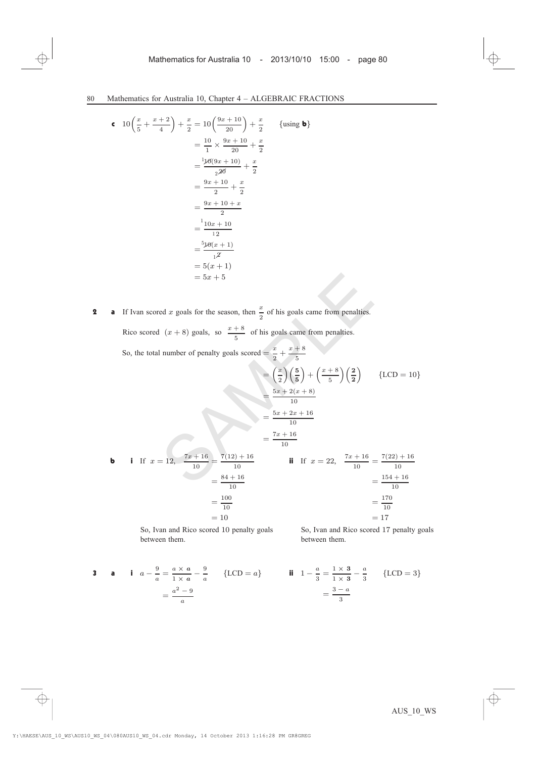**c** $10\left(\frac{x}{5}+\frac{x+2}{4}\right)+\frac{x}{2} = 10\left(\frac{9x+10}{20}\right)+\frac{x}{2}$ {using **b**}

$$= \frac{10}{1}\times\frac{9x+10}{20}+\frac{x}{2}$$

$$= \frac{{}^{1}\cancel{10}(9x+10)}{{}_{2}\cancel{20}}+\frac{x}{2}$$

$$= \frac{9x+10}{2}+\frac{x}{2}$$

$$= \frac{9x+10+x}{2}$$

$$= \frac{10x+10}{2}$$

$$= \frac{{}^{5}\cancel{10}(x+1)}{{}_{1}\cancel{2}}$$

$$= 5(x+1)$$

$$= 5x+5$$

**2** **a** If Ivan scored $x$ goals for the season, then $\frac{x}{2}$ of his goals came from penalties.

Rico scored $(x+8)$ goals, so $\frac{x+8}{5}$ of his goals came from penalties.

So, the total number of penalty goals scored $= \frac{x}{2}+\frac{x+8}{5}$

$$= \left(\frac{x}{2}\right)\left(\frac{\mathbf{5}}{\mathbf{5}}\right)+\left(\frac{x+8}{5}\right)\left(\frac{\mathbf{2}}{\mathbf{2}}\right) \qquad \{\text{LCD} = 10\}$$

$$= \frac{5x+2(x+8)}{10}$$

$$= \frac{5x+2x+16}{10}$$

$$= \frac{7x+16}{10}$$

**b** **i** If $x=12$, $\frac{7x+16}{10} = \frac{7(12)+16}{10}$

$$= \frac{84+16}{10}$$

$$= \frac{100}{10}$$

$$= 10$$

So, Ivan and Rico scored 10 penalty goals between them.

**ii** If $x=22$, $\frac{7x+16}{10} = \frac{7(22)+16}{10}$

$$= \frac{154+16}{10}$$

$$= \frac{170}{10}$$

$$= 17$$

So, Ivan and Rico scored 17 penalty goals between them.

**3** **a** **i** $a-\frac{9}{a} = \frac{a\times \mathbf{a}}{1\times \mathbf{a}}-\frac{9}{a}$ {LCD $= a$}

$$= \frac{a^2-9}{a}$$

**ii** $1-\frac{a}{3} = \frac{1\times \mathbf{3}}{1\times \mathbf{3}}-\frac{a}{3}$ {LCD $= 3$}

$$= \frac{3-a}{3}$$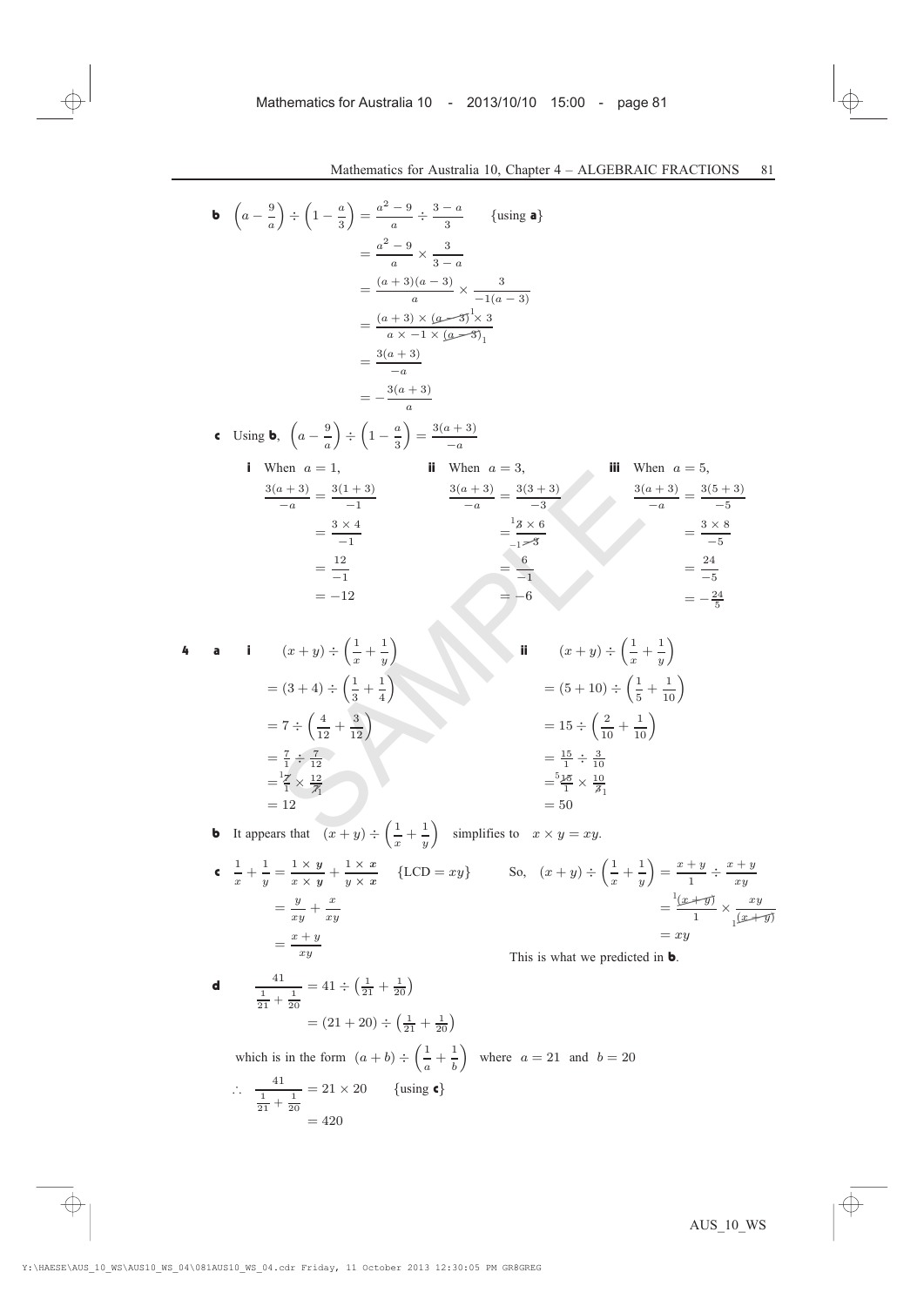**b** $\left(a - \frac{9}{a}\right) \div \left(1 - \frac{a}{3}\right) = \frac{a^2 - 9}{a} \div \frac{3 - a}{3}$ {using **a**}

$$= \frac{a^2 - 9}{a} \times \frac{3}{3 - a}$$

$$= \frac{(a+3)(a-3)}{a} \times \frac{3}{-1(a-3)}$$

$$= \frac{(a+3) \times (a-3)^1 \times 3}{a \times -1 \times (a-3)_1}$$

$$= \frac{3(a+3)}{-a}$$

$$= -\frac{3(a+3)}{a}$$

**c** Using **b**, $\left(a - \frac{9}{a}\right) \div \left(1 - \frac{a}{3}\right) = \frac{3(a+3)}{-a}$

**i** When $a = 1$,

$$\frac{3(a+3)}{-a} = \frac{3(1+3)}{-1} = \frac{3 \times 4}{-1} = \frac{12}{-1} = -12$$

**ii** When $a = 3$,

$$\frac{3(a+3)}{-a} = \frac{3(3+3)}{-3} = \frac{{}^1\cancel{3} \times 6}{{}_{-1}\cancel{-3}} = \frac{6}{-1} = -6$$

**iii** When $a = 5$,

$$\frac{3(a+3)}{-a} = \frac{3(5+3)}{-5} = \frac{3 \times 8}{-5} = \frac{24}{-5} = -\frac{24}{5}$$

**4** **a** **i**

$$(x+y) \div \left(\frac{1}{x} + \frac{1}{y}\right)$$

$$= (3+4) \div \left(\frac{1}{3} + \frac{1}{4}\right)$$

$$= 7 \div \left(\frac{4}{12} + \frac{3}{12}\right)$$

$$= \frac{7}{1} \div \frac{7}{12}$$

$$= \frac{{}^1\cancel{7}}{1} \times \frac{12}{\cancel{7}_1}$$

$$= 12$$

**ii**

$$(x+y) \div \left(\frac{1}{x} + \frac{1}{y}\right)$$

$$= (5+10) \div \left(\frac{1}{5} + \frac{1}{10}\right)$$

$$= 15 \div \left(\frac{2}{10} + \frac{1}{10}\right)$$

$$= \frac{15}{1} \div \frac{3}{10}$$

$$= \frac{{}^5\cancel{15}}{1} \times \frac{10}{\cancel{3}_1}$$

$$= 50$$

**b** It appears that $(x+y) \div \left(\frac{1}{x} + \frac{1}{y}\right)$ simplifies to $x \times y = xy$.

**c** $\frac{1}{x} + \frac{1}{y} = \frac{1 \times y}{x \times y} + \frac{1 \times x}{y \times x}$ {LCD $= xy$}

$$= \frac{y}{xy} + \frac{x}{xy}$$

$$= \frac{x+y}{xy}$$

So, $(x+y) \div \left(\frac{1}{x} + \frac{1}{y}\right) = \frac{x+y}{1} \div \frac{x+y}{xy}$

$$= \frac{{}^1\cancel{(x+y)}}{1} \times \frac{xy}{{}_1\cancel{(x+y)}}$$

$$= xy$$

This is what we predicted in **b**.

**d**

$$\frac{41}{\frac{1}{21} + \frac{1}{20}} = 41 \div \left(\frac{1}{21} + \frac{1}{20}\right)$$

$$= (21 + 20) \div \left(\frac{1}{21} + \frac{1}{20}\right)$$

which is in the form $(a+b) \div \left(\frac{1}{a} + \frac{1}{b}\right)$ where $a = 21$ and $b = 20$

$\therefore \frac{41}{\frac{1}{21} + \frac{1}{20}} = 21 \times 20$ {using **c**}

$$= 420$$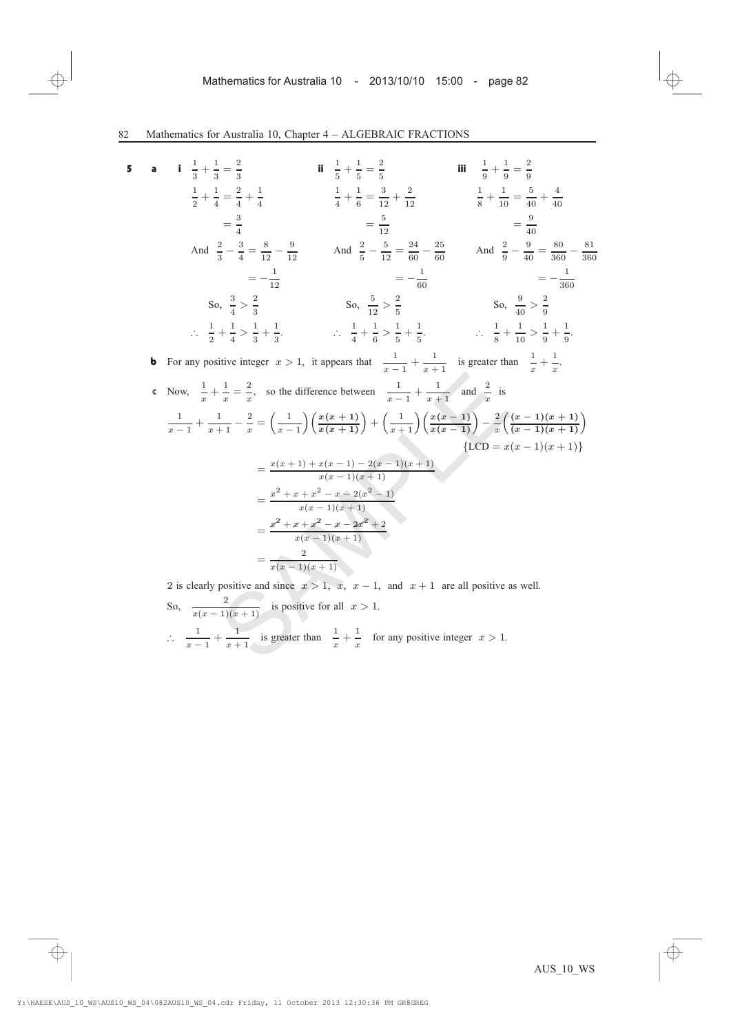**5** **a** **i**

$$\frac{1}{3}+\frac{1}{3}=\frac{2}{3}$$

$$\frac{1}{2}+\frac{1}{4}=\frac{2}{4}+\frac{1}{4}$$

$$=\frac{3}{4}$$

And $\frac{2}{3}-\frac{3}{4}=\frac{8}{12}-\frac{9}{12}$

$$=-\frac{1}{12}$$

So, $\frac{3}{4}>\frac{2}{3}$

$\therefore\ \frac{1}{2}+\frac{1}{4}>\frac{1}{3}+\frac{1}{3}.$

**ii**

$$\frac{1}{5}+\frac{1}{5}=\frac{2}{5}$$

$$\frac{1}{4}+\frac{1}{6}=\frac{3}{12}+\frac{2}{12}$$

$$=\frac{5}{12}$$

And $\frac{2}{5}-\frac{5}{12}=\frac{24}{60}-\frac{25}{60}$

$$=-\frac{1}{60}$$

So, $\frac{5}{12}>\frac{2}{5}$

$\therefore\ \frac{1}{4}+\frac{1}{6}>\frac{1}{5}+\frac{1}{5}.$

**iii**

$$\frac{1}{9}+\frac{1}{9}=\frac{2}{9}$$

$$\frac{1}{8}+\frac{1}{10}=\frac{5}{40}+\frac{4}{40}$$

$$=\frac{9}{40}$$

And $\frac{2}{9}-\frac{9}{40}=\frac{80}{360}-\frac{81}{360}$

$$=-\frac{1}{360}$$

So, $\frac{9}{40}>\frac{2}{9}$

$\therefore\ \frac{1}{8}+\frac{1}{10}>\frac{1}{9}+\frac{1}{9}.$

**b** For any positive integer $x>1$, it appears that $\frac{1}{x-1}+\frac{1}{x+1}$ is greater than $\frac{1}{x}+\frac{1}{x}$.

**c** Now, $\frac{1}{x}+\frac{1}{x}=\frac{2}{x}$, so the difference between $\frac{1}{x-1}+\frac{1}{x+1}$ and $\frac{2}{x}$ is

$$\frac{1}{x-1}+\frac{1}{x+1}-\frac{2}{x}=\left(\frac{1}{x-1}\right)\left(\frac{\boldsymbol{x(x+1)}}{\boldsymbol{x(x+1)}}\right)+\left(\frac{1}{x+1}\right)\left(\frac{\boldsymbol{x(x-1)}}{\boldsymbol{x(x-1)}}\right)-\frac{2}{x}\left(\frac{\boldsymbol{(x-1)(x+1)}}{\boldsymbol{(x-1)(x+1)}}\right)$$

$\{\text{LCD}=x(x-1)(x+1)\}$

$$=\frac{x(x+1)+x(x-1)-2(x-1)(x+1)}{x(x-1)(x+1)}$$

$$=\frac{x^2+x+x^2-x-2(x^2-1)}{x(x-1)(x+1)}$$

$$=\frac{x^2+x+x^2-x-2x^2+2}{x(x-1)(x+1)}$$

$$=\frac{2}{x(x-1)(x+1)}$$

2 is clearly positive and since $x>1$, $x$, $x-1$, and $x+1$ are all positive as well.

So, $\frac{2}{x(x-1)(x+1)}$ is positive for all $x>1$.

$\therefore\ \frac{1}{x-1}+\frac{1}{x+1}$ is greater than $\frac{1}{x}+\frac{1}{x}$ for any positive integer $x>1$.